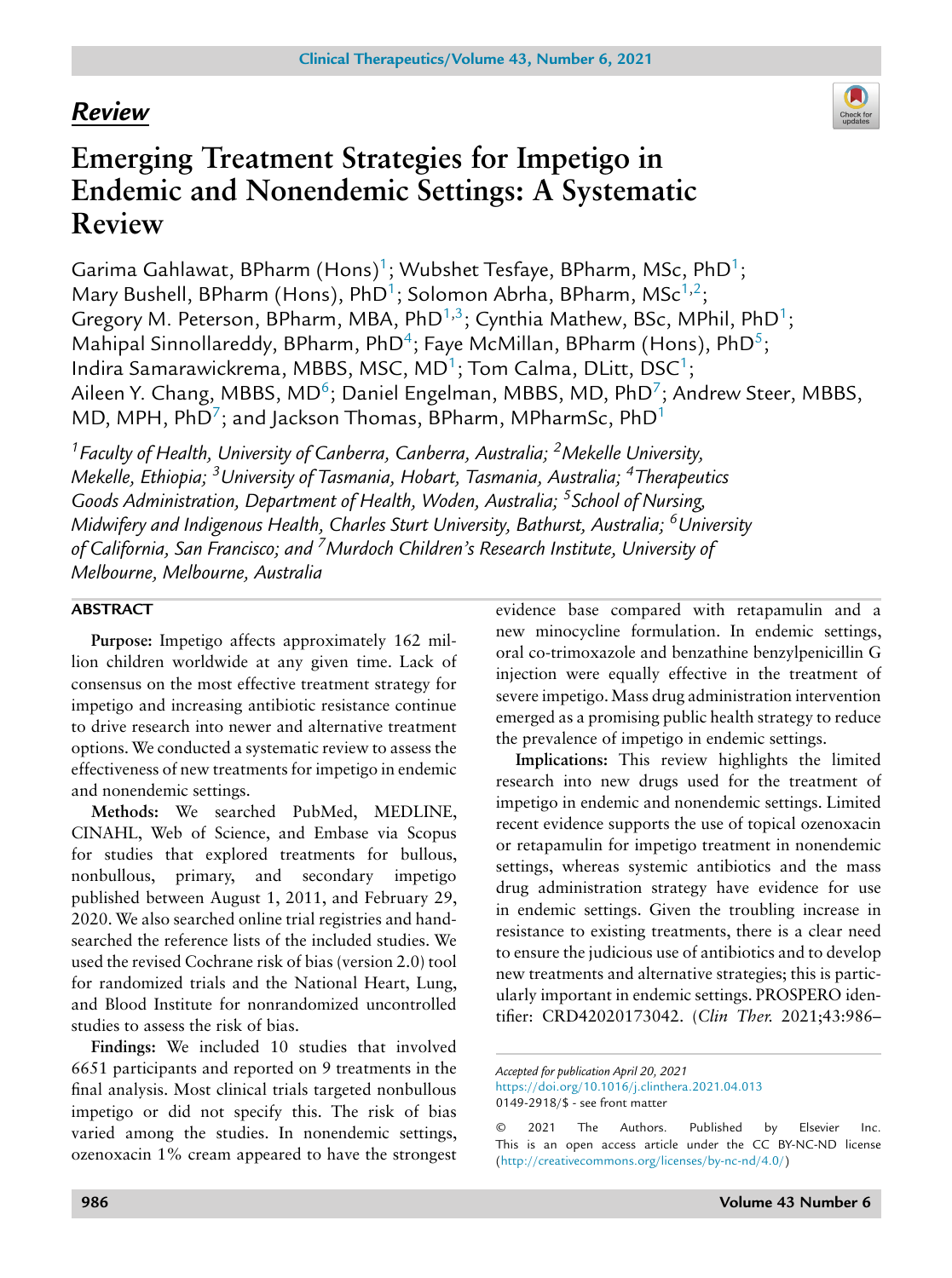*Review*

# Emerging Treatment Strategies for Impetigo in Endemic and Nonendemic Settings: A Systematic Review

Garima Gahlawat, BPharm (Hons)[1]; Wubshet Tesfaye, BPharm, MSc, PhD[1]; Mary Bushell, BPharm (Hons), PhD[1]; Solomon Abrha, BPharm, MSc[1,2]; Gregory M. Peterson, BPharm, MBA, PhD[1,3]; Cynthia Mathew, BSc, MPhil, PhD[1]; Mahipal Sinnollareddy, BPharm, PhD[4]; Faye McMillan, BPharm (Hons), PhD[5]; Indira Samarawickrema, MBBS, MSC, MD[1]; Tom Calma, DLitt, DSC[1]; Aileen Y. Chang, MBBS, MD[6]; Daniel Engelman, MBBS, MD, PhD[7]; Andrew Steer, MBBS, MD, MPH, PhD[7]; and Jackson Thomas, BPharm, MPharmSc, PhD[1]

*[1]Faculty of Health, University of Canberra, Canberra, Australia; [2]Mekelle University, Mekelle, Ethiopia; [3]University of Tasmania, Hobart, Tasmania, Australia; [4]Therapeutics Goods Administration, Department of Health, Woden, Australia; [5]School of Nursing, Midwifery and Indigenous Health, Charles Sturt University, Bathurst, Australia; [6]University of California, San Francisco; and [7]Murdoch Children's Research Institute, University of Melbourne, Melbourne, Australia*

## ABSTRACT

**Purpose:** Impetigo affects approximately 162 million children worldwide at any given time. Lack of consensus on the most effective treatment strategy for impetigo and increasing antibiotic resistance continue to drive research into newer and alternative treatment options. We conducted a systematic review to assess the effectiveness of new treatments for impetigo in endemic and nonendemic settings.

**Methods:** We searched PubMed, MEDLINE, CINAHL, Web of Science, and Embase via Scopus for studies that explored treatments for bullous, nonbullous, primary, and secondary impetigo published between August 1, 2011, and February 29, 2020. We also searched online trial registries and hand-searched the reference lists of the included studies. We used the revised Cochrane risk of bias (version 2.0) tool for randomized trials and the National Heart, Lung, and Blood Institute for nonrandomized uncontrolled studies to assess the risk of bias.

**Findings:** We included 10 studies that involved 6651 participants and reported on 9 treatments in the final analysis. Most clinical trials targeted nonbullous impetigo or did not specify this. The risk of bias varied among the studies. In nonendemic settings, ozenoxacin 1% cream appeared to have the strongest evidence base compared with retapamulin and a new minocycline formulation. In endemic settings, oral co-trimoxazole and benzathine benzylpenicillin G injection were equally effective in the treatment of severe impetigo. Mass drug administration intervention emerged as a promising public health strategy to reduce the prevalence of impetigo in endemic settings.

**Implications:** This review highlights the limited research into new drugs used for the treatment of impetigo in endemic and nonendemic settings. Limited recent evidence supports the use of topical ozenoxacin or retapamulin for impetigo treatment in nonendemic settings, whereas systemic antibiotics and the mass drug administration strategy have evidence for use in endemic settings. Given the troubling increase in resistance to existing treatments, there is a clear need to ensure the judicious use of antibiotics and to develop new treatments and alternative strategies; this is particularly important in endemic settings. PROSPERO identifier: CRD42020173042. (*Clin Ther.* 2021;43:986–

---

*Accepted for publication April 20, 2021*
https://doi.org/10.1016/j.clinthera.2021.04.013
0149-2918/$ - see front matter

© 2021 The Authors. Published by Elsevier Inc. This is an open access article under the CC BY-NC-ND license (http://creativecommons.org/licenses/by-nc-nd/4.0/)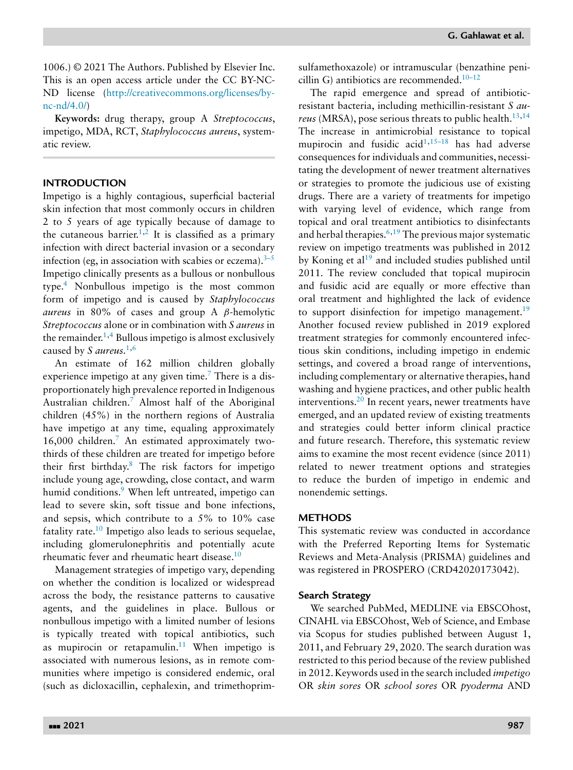1006.) © 2021 The Authors. Published by Elsevier Inc. This is an open access article under the CC BY-NC-ND license (http://creativecommons.org/licenses/by-nc-nd/4.0/)

**Keywords:** drug therapy, group A *Streptococcus*, impetigo, MDA, RCT, *Staphylococcus aureus*, systematic review.

## INTRODUCTION

Impetigo is a highly contagious, superficial bacterial skin infection that most commonly occurs in children 2 to 5 years of age typically because of damage to the cutaneous barrier.[1,2] It is classified as a primary infection with direct bacterial invasion or a secondary infection (eg, in association with scabies or eczema).[3–5] Impetigo clinically presents as a bullous or nonbullous type.[4] Nonbullous impetigo is the most common form of impetigo and is caused by *Staphylococcus aureus* in 80% of cases and group A $\beta$-hemolytic *Streptococcus* alone or in combination with *S aureus* in the remainder.[1,4] Bullous impetigo is almost exclusively caused by *S aureus*.[1,6]

An estimate of 162 million children globally experience impetigo at any given time.[7] There is a disproportionately high prevalence reported in Indigenous Australian children.[7] Almost half of the Aboriginal children (45%) in the northern regions of Australia have impetigo at any time, equaling approximately 16,000 children.[7] An estimated approximately two-thirds of these children are treated for impetigo before their first birthday.[8] The risk factors for impetigo include young age, crowding, close contact, and warm humid conditions.[9] When left untreated, impetigo can lead to severe skin, soft tissue and bone infections, and sepsis, which contribute to a 5% to 10% case fatality rate.[10] Impetigo also leads to serious sequelae, including glomerulonephritis and potentially acute rheumatic fever and rheumatic heart disease.[10]

Management strategies of impetigo vary, depending on whether the condition is localized or widespread across the body, the resistance patterns to causative agents, and the guidelines in place. Bullous or nonbullous impetigo with a limited number of lesions is typically treated with topical antibiotics, such as mupirocin or retapamulin.[11] When impetigo is associated with numerous lesions, as in remote communities where impetigo is considered endemic, oral (such as dicloxacillin, cephalexin, and trimethoprim-sulfamethoxazole) or intramuscular (benzathine penicillin G) antibiotics are recommended.[10–12]

The rapid emergence and spread of antibiotic-resistant bacteria, including methicillin-resistant *S aureus* (MRSA), pose serious threats to public health.[13,14] The increase in antimicrobial resistance to topical mupirocin and fusidic acid[1,15–18] has had adverse consequences for individuals and communities, necessitating the development of newer treatment alternatives or strategies to promote the judicious use of existing drugs. There are a variety of treatments for impetigo with varying level of evidence, which range from topical and oral treatment antibiotics to disinfectants and herbal therapies.[6,19] The previous major systematic review on impetigo treatments was published in 2012 by Koning et al[19] and included studies published until 2011. The review concluded that topical mupirocin and fusidic acid are equally or more effective than oral treatment and highlighted the lack of evidence to support disinfection for impetigo management.[19] Another focused review published in 2019 explored treatment strategies for commonly encountered infectious skin conditions, including impetigo in endemic settings, and covered a broad range of interventions, including complementary or alternative therapies, hand washing and hygiene practices, and other public health interventions.[20] In recent years, newer treatments have emerged, and an updated review of existing treatments and strategies could better inform clinical practice and future research. Therefore, this systematic review aims to examine the most recent evidence (since 2011) related to newer treatment options and strategies to reduce the burden of impetigo in endemic and nonendemic settings.

## METHODS

This systematic review was conducted in accordance with the Preferred Reporting Items for Systematic Reviews and Meta-Analysis (PRISMA) guidelines and was registered in PROSPERO (CRD42020173042).

### Search Strategy

We searched PubMed, MEDLINE via EBSCOhost, CINAHL via EBSCOhost, Web of Science, and Embase via Scopus for studies published between August 1, 2011, and February 29, 2020. The search duration was restricted to this period because of the review published in 2012. Keywords used in the search included *impetigo* OR *skin sores* OR *school sores* OR *pyoderma* AND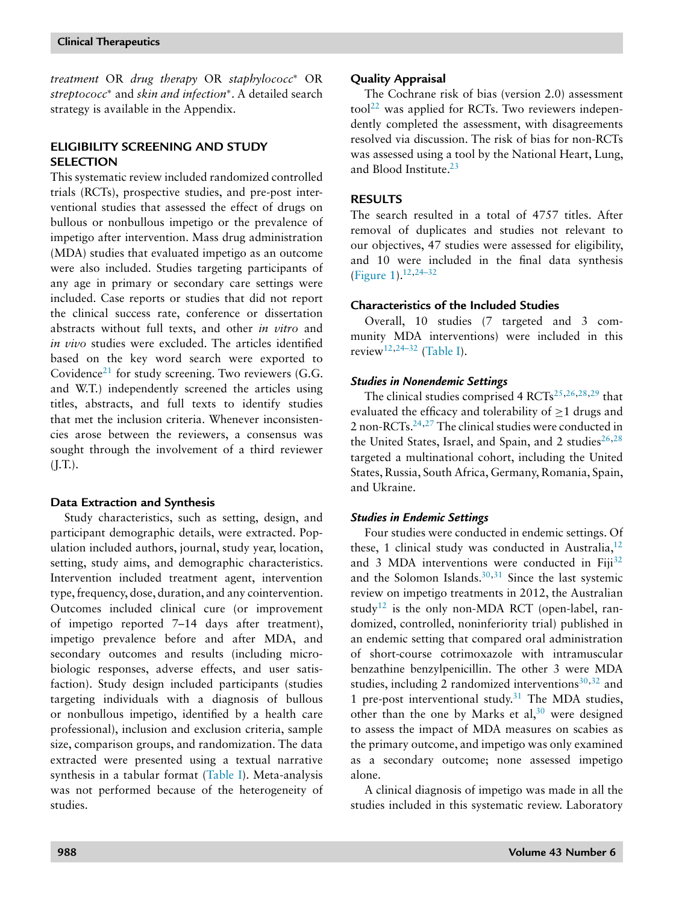*treatment* OR *drug therapy* OR *staphylococc** OR *streptococc** and *skin and infection**. A detailed search strategy is available in the Appendix.

## ELIGIBILITY SCREENING AND STUDY SELECTION

This systematic review included randomized controlled trials (RCTs), prospective studies, and pre-post interventional studies that assessed the effect of drugs on bullous or nonbullous impetigo or the prevalence of impetigo after intervention. Mass drug administration (MDA) studies that evaluated impetigo as an outcome were also included. Studies targeting participants of any age in primary or secondary care settings were included. Case reports or studies that did not report the clinical success rate, conference or dissertation abstracts without full texts, and other *in vitro* and *in vivo* studies were excluded. The articles identified based on the key word search were exported to Covidence[21] for study screening. Two reviewers (G.G. and W.T.) independently screened the articles using titles, abstracts, and full texts to identify studies that met the inclusion criteria. Whenever inconsistencies arose between the reviewers, a consensus was sought through the involvement of a third reviewer (J.T.).

### Data Extraction and Synthesis

Study characteristics, such as setting, design, and participant demographic details, were extracted. Population included authors, journal, study year, location, setting, study aims, and demographic characteristics. Intervention included treatment agent, intervention type, frequency, dose, duration, and any cointervention. Outcomes included clinical cure (or improvement of impetigo reported 7–14 days after treatment), impetigo prevalence before and after MDA, and secondary outcomes and results (including microbiologic responses, adverse effects, and user satisfaction). Study design included participants (studies targeting individuals with a diagnosis of bullous or nonbullous impetigo, identified by a health care professional), inclusion and exclusion criteria, sample size, comparison groups, and randomization. The data extracted were presented using a textual narrative synthesis in a tabular format (Table I). Meta-analysis was not performed because of the heterogeneity of studies.

### Quality Appraisal

The Cochrane risk of bias (version 2.0) assessment tool[22] was applied for RCTs. Two reviewers independently completed the assessment, with disagreements resolved via discussion. The risk of bias for non-RCTs was assessed using a tool by the National Heart, Lung, and Blood Institute.[23]

## RESULTS

The search resulted in a total of 4757 titles. After removal of duplicates and studies not relevant to our objectives, 47 studies were assessed for eligibility, and 10 were included in the final data synthesis (Figure 1).[12,24–32]

### Characteristics of the Included Studies

Overall, 10 studies (7 targeted and 3 community MDA interventions) were included in this review[12,24–32] (Table I).

#### *Studies in Nonendemic Settings*

The clinical studies comprised 4 RCTs[25,26,28,29] that evaluated the efficacy and tolerability of ≥1 drugs and 2 non-RCTs.[24,27] The clinical studies were conducted in the United States, Israel, and Spain, and 2 studies[26,28] targeted a multinational cohort, including the United States, Russia, South Africa, Germany, Romania, Spain, and Ukraine.

#### *Studies in Endemic Settings*

Four studies were conducted in endemic settings. Of these, 1 clinical study was conducted in Australia,[12] and 3 MDA interventions were conducted in Fiji[32] and the Solomon Islands.[30,31] Since the last systemic review on impetigo treatments in 2012, the Australian study[12] is the only non-MDA RCT (open-label, randomized, controlled, noninferiority trial) published in an endemic setting that compared oral administration of short-course cotrimoxazole with intramuscular benzathine benzylpenicillin. The other 3 were MDA studies, including 2 randomized interventions[30,32] and 1 pre-post interventional study.[31] The MDA studies, other than the one by Marks et al,[30] were designed to assess the impact of MDA measures on scabies as the primary outcome, and impetigo was only examined as a secondary outcome; none assessed impetigo alone.

A clinical diagnosis of impetigo was made in all the studies included in this systematic review. Laboratory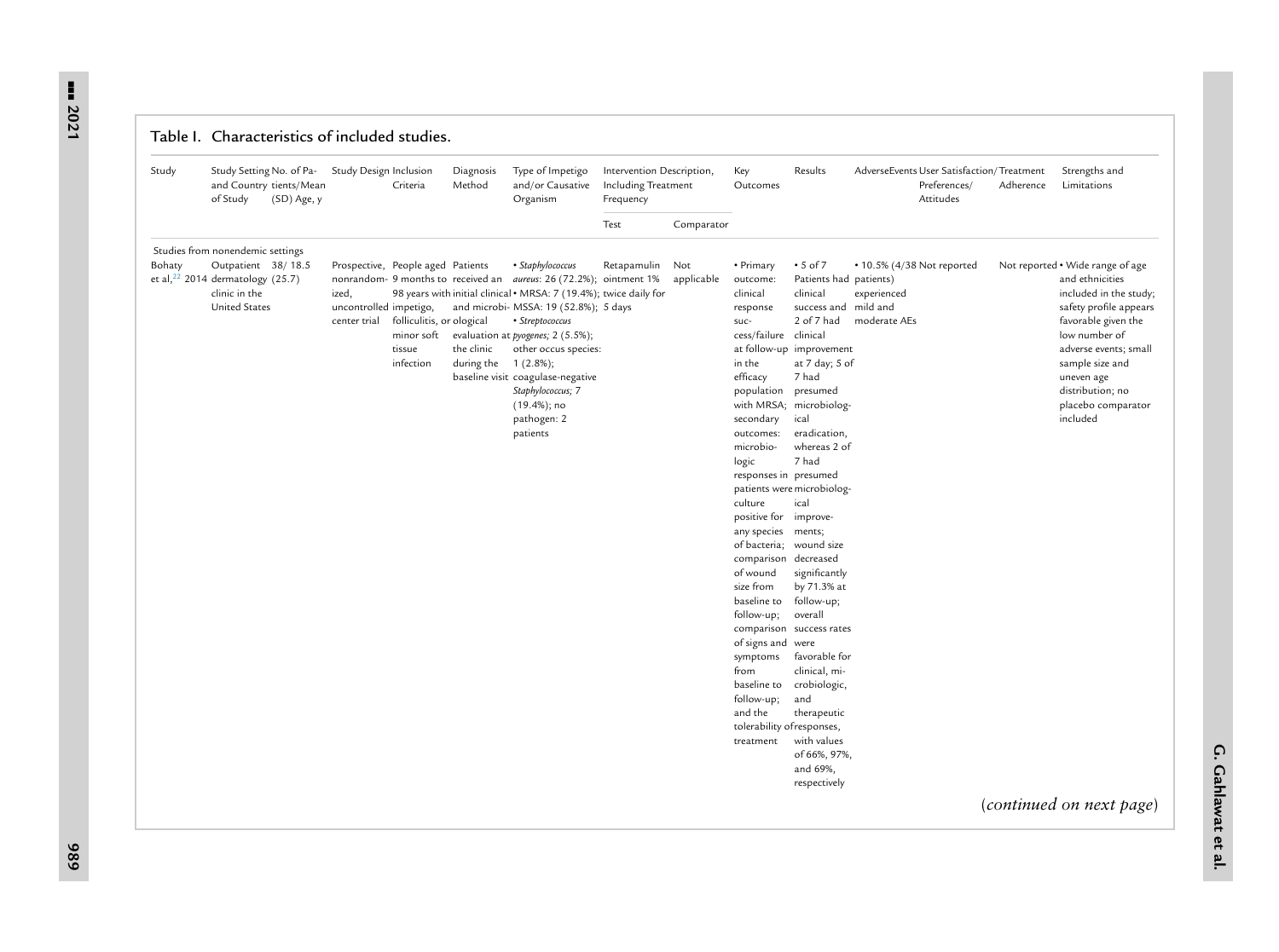## Table I. Characteristics of included studies.

| Study | Study Setting and Country of Study | No. of Patients/Mean (SD) Age, y | Study Design | Inclusion Criteria | Diagnosis Method | Type of Impetigo and/or Causative Organism | Intervention Description, Including Treatment Frequency | | Key Outcomes | Results | AdverseEvents | User Satisfaction/ Preferences/ Attitudes | Treatment Adherence | Strengths and Limitations |
|---|---|---|---|---|---|---|---|---|---|---|---|---|---|---|
| | | | | | | | Test | Comparator | | | | | | |
| Studies from nonendemic settings | | | | | | | | | | | | | | |
| Bohaty et al,[22] 2014 | Outpatient dermatology clinic in the United States | 38/ 18.5 (25.7) | Prospective, nonrandomized, uncontrolled single-center trial | People aged 9 months to 98 years with impetigo, folliculitis, or minor soft tissue infection | Patients received an initial clinical and microbiological evaluation at the clinic during the baseline visit | • *Staphylococcus aureus*: 26 (72.2%); • MRSA: 7 (19.4%); MSSA: 19 (52.8%); • *Streptococcus pyogenes*; 2 (5.5%); other occus species: 1 (2.8%); coagulase-negative *Staphylococcus*; 7 (19.4%); no pathogen: 2 patients | Retapamulin ointment 1% twice daily for 5 days | Not applicable | • Primary outcome: clinical response success/failure at follow-up in the efficacy population with MRSA; secondary outcomes: microbiologic responses in patients were culture positive for any species of bacteria; wound size comparison of wound size from baseline to follow-up; overall comparison of signs and symptoms from baseline to follow-up; and the tolerability of treatment | • 5 of 7 Patients had clinical success and 2 of 7 had clinical improvement at 7 day; 5 of 7 had presumed microbiological eradication, whereas 2 of 7 had presumed microbiological improvements; wound size decreased significantly by 71.3% at follow-up; overall success rates were favorable for clinical, microbiologic, and therapeutic responses, with values of 66%, 97%, and 69%, respectively | • 10.5% (4/38 patients) experienced mild and moderate AEs | Not reported | Not reported | • Wide range of age and ethnicities included in the study; safety profile appears favorable given the low number of adverse events; small sample size and uneven age distribution; no placebo comparator included |

(*continued on next page*)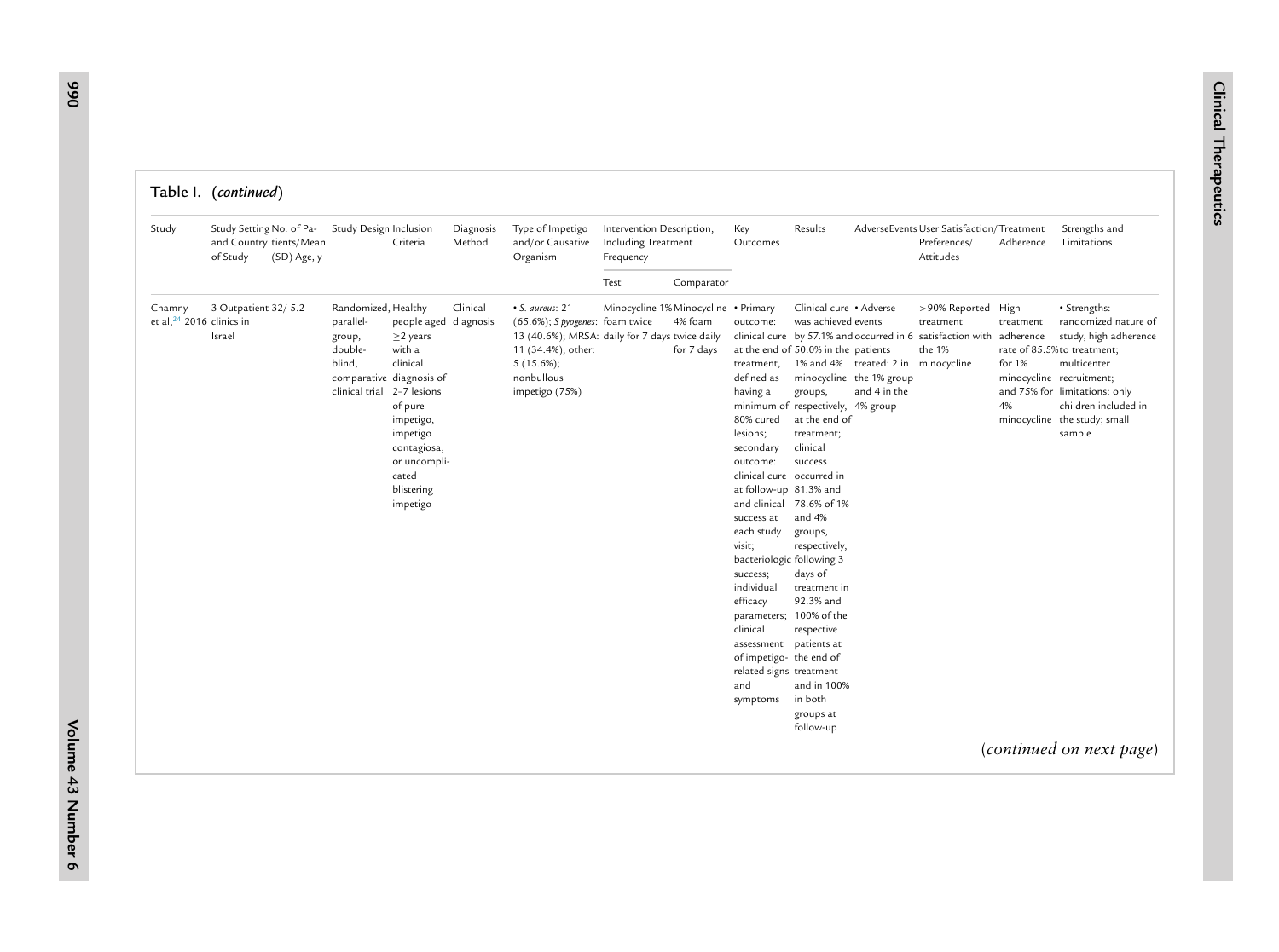Table I. (*continued*)

| Study | Study Setting and Country of Study | No. of Patients/Mean (SD) Age, y | Study Design | Inclusion Criteria | Diagnosis Method | Type of Impetigo and/or Causative Organism | Intervention Description, Including Treatment Frequency | | Key Outcomes | Results | AdverseEvents | User Satisfaction/ Preferences/ Attitudes | Treatment Adherence | Strengths and Limitations |
|---|---|---|---|---|---|---|---|---|---|---|---|---|---|---|
| | | | | | | | Test | Comparator | | | | | | |
| Chamny et al,[24] 2016 | 3 Outpatient clinics in Israel | 32/ 5.2 | Randomized, parallel-group, double-blind, comparative clinical trial | Healthy people aged ≥2 years with a clinical diagnosis of 2–7 lesions of pure impetigo, impetigo contagiosa, or uncomplicated blistering impetigo | Clinical diagnosis | • *S. aureus*: 21 (65.6%); *S pyogenes*: 13 (40.6%); MRSA: 11 (34.4%); other: 5 (15.6%); nonbullous impetigo (75%) | Minocycline 1% foam twice daily for 7 days | Minocycline 4% foam twice daily for 7 days | • Primary outcome: clinical cure at the end of treatment, defined as having a minimum of 80% cured lesions; secondary outcome: clinical cure at follow-up and clinical success at each study visit; bacteriologic success; individual efficacy parameters; clinical assessment of impetigo-related signs and symptoms | Clinical cure was achieved by 57.1% and 50.0% in the 1% and 4% minocycline groups, respectively, at the end of treatment; clinical success occurred in 81.3% and 78.6% of 1% and 4% groups, respectively, following 3 days of treatment in 92.3% and 100% of the respective patients at the end of treatment and in 100% in both groups at follow-up | • Adverse events occurred in 6 patients treated: 2 in the 1% group and 4 in the 4% group | >90% Reported treatment satisfaction with the 1% minocycline | High treatment adherence rate of 85.5% for 1% minocycline and 75% for 4% minocycline | • Strengths: randomized nature of study, high adherence to treatment; multicenter recruitment; limitations: only children included in the study; small sample |

(*continued on next page*)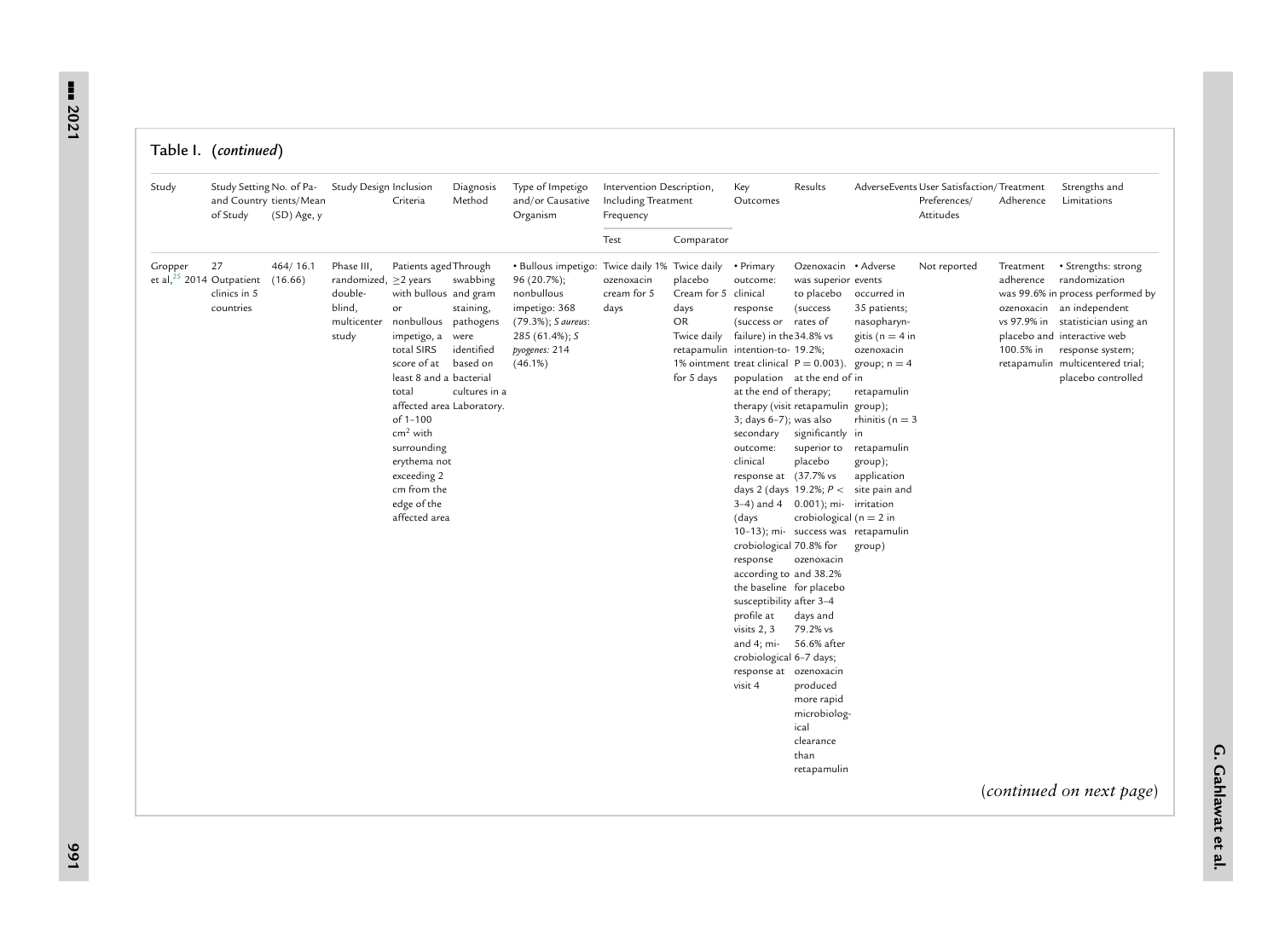Table I. (*continued*)

| Study | Study Setting and Country of Study | No. of Patients/Mean (SD) Age, y | Study Design | Inclusion Criteria | Diagnosis Method | Type of Impetigo and/or Causative Organism | Intervention Description, Including Treatment Frequency | | Key Outcomes | Results | AdverseEvents | User Satisfaction/ Preferences/ Attitudes | Treatment Adherence | Strengths and Limitations |
|---|---|---|---|---|---|---|---|---|---|---|---|---|---|---|
| | | | | | | | Test | Comparator | | | | | | |
| Gropper et al,[25] 2014 | 27 Outpatient clinics in 5 countries | 464/ 16.1 (16.66) | Phase III, randomized, double-blind, multicenter study | Patients aged ≥2 years with bullous or nonbullous impetigo, a total SIRS score of at least 8 and a total affected area of 1–100 $cm^2$ with surrounding erythema not exceeding 2 cm from the edge of the affected area | Through swabbing and gram staining, pathogens were identified based on bacterial cultures in a Laboratory. | • Bullous impetigo: 96 (20.7%); nonbullous impetigo: 368 (79.3%); *S aureus*: 285 (61.4%); *S pyogenes*: 214 (46.1%) | Twice daily 1% ozenoxacin cream for 5 days | Twice daily placebo Cream for 5 days OR Twice daily retapamulin 1% ointment for 5 days | • Primary outcome: clinical response (success or failure) in the intention-to-treat clinical population at the end of therapy (visit 3; days 6–7); was also secondary outcome: clinical response at days 2 (days 3–4) and 4 (days 10–13); microbiological response according to the baseline susceptibility profile at visits 2, 3 and 4; microbiological response at visit 4 | Ozenoxacin was superior to placebo (success rates of 34.8% vs 19.2%; P = 0.003). at the end of therapy; retapamulin was also significantly superior to placebo (37.7% vs 19.2%; $P < 0.001$); microbiological success was 70.8% for ozenoxacin and 38.2% for placebo after 3–4 days and 79.2% vs 56.6% after 6–7 days; ozenoxacin produced more rapid microbiological clearance than retapamulin | • Adverse events occurred in 35 patients; nasopharyngitis (n = 4 in ozenoxacin group; n = 4 in retapamulin group); rhinitis (n = 3 in retapamulin group); application site pain and irritation (n = 2 in retapamulin group) | Not reported | Treatment adherence was 99.6% in ozenoxacin vs 97.9% in placebo and 100.5% in retapamulin | • Strengths: strong randomization process performed by an independent statistician using an interactive web response system; multicentered trial; placebo controlled |

(*continued on next page*)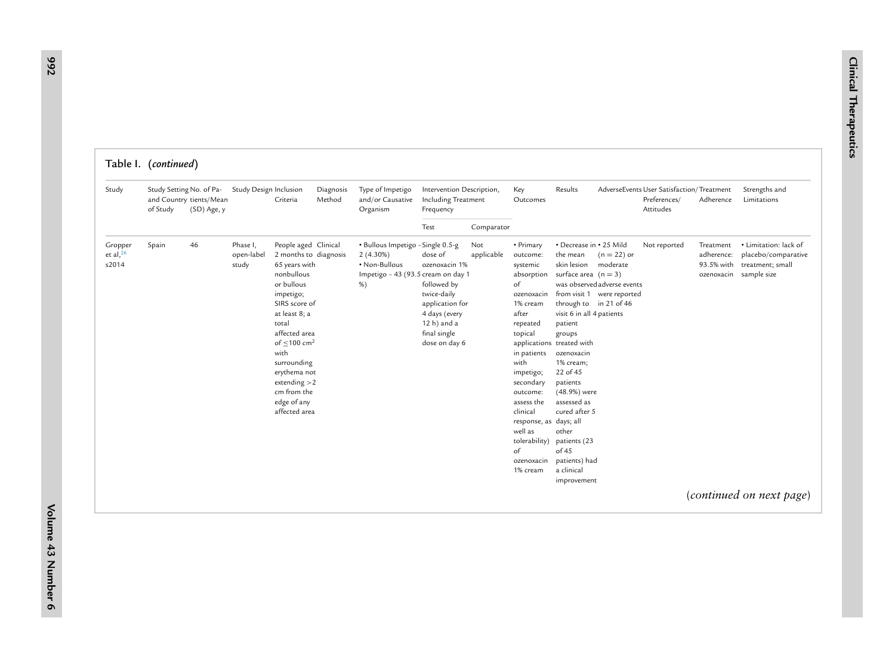Table I. (*continued*)

| Study | Study Setting and Country of Study | No. of Patients/Mean (SD) Age, y | Study Design | Inclusion Criteria | Diagnosis Method | Type of Impetigo and/or Causative Organism | Intervention Description, Including Treatment Frequency | | Key Outcomes | Results | AdverseEvents | User Satisfaction/ Preferences/ Attitudes | Treatment Adherence | Strengths and Limitations |
|---|---|---|---|---|---|---|---|---|---|---|---|---|---|---|
| | | | | | | | Test | Comparator | | | | | | |
| Gropper et al,[26] s2014 | Spain | 46 | Phase I, open-label study | People aged 2 months to 65 years with nonbullous or bullous impetigo; SIRS score of at least 8; a total affected area of ≤100 cm² with surrounding erythema not extending >2 cm from the edge of any affected area | Clinical diagnosis | • Bullous Impetigo - 2 (4.30%) • Non-Bullous Impetigo - 43 (93.5 %) | Single 0.5-g dose of ozenoxacin 1% cream on day 1 followed by twice-daily application for 4 days (every 12 h) and a final single dose on day 6 | Not applicable | • Primary outcome: systemic absorption of ozenoxacin 1% cream after repeated topical applications in patients with impetigo; secondary outcome: assess the clinical response, as well as tolerability) of ozenoxacin 1% cream | • Decrease in the mean skin lesion surface area was observed from visit 1 through to visit 6 in all 4 patient groups treated with ozenoxacin 1% cream; 22 of 45 patients (48.9%) were assessed as cured after 5 days; all other patients (23 of 45 patients) had a clinical improvement | • 25 Mild (n = 22) or moderate (n = 3) adverse events were reported in 21 of 46 patients | Not reported | Treatment adherence: 93.5% with ozenoxacin | • Limitation: lack of placebo/comparative treatment; small sample size |

(*continued on next page*)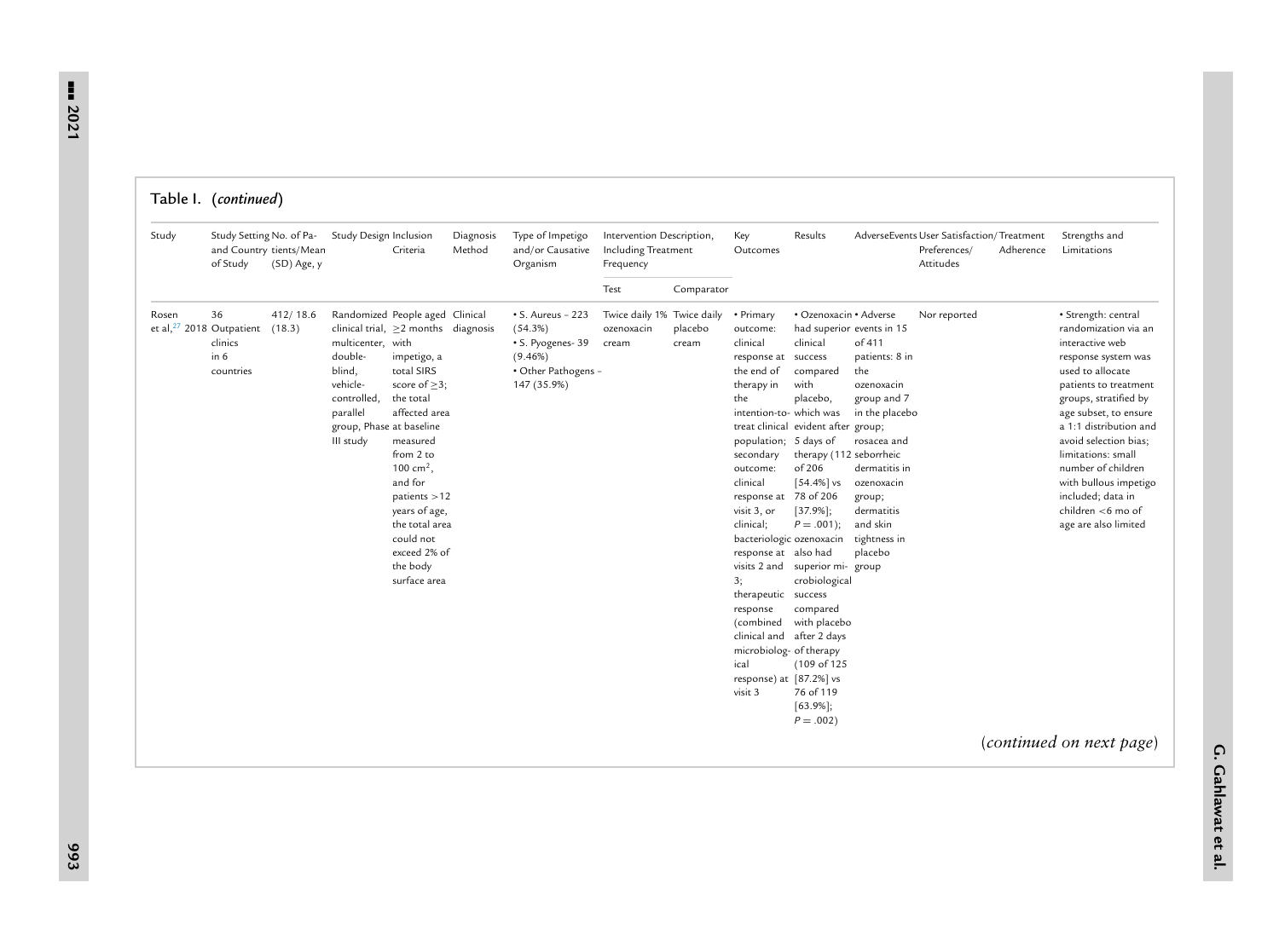## Table I. (*continued*)

| Study | Study Setting and Country of Study | No. of Patients/Mean (SD) Age, y | Study Design | Inclusion Criteria | Diagnosis Method | Type of Impetigo and/or Causative Organism | Intervention Description, Including Treatment Frequency | | Key Outcomes | Results | AdverseEvents | User Satisfaction/Preferences/Attitudes | Treatment Adherence | Strengths and Limitations |
|---|---|---|---|---|---|---|---|---|---|---|---|---|---|---|
| | | | | | | | Test | Comparator | | | | | | |
| Rosen et al,[27] 2018 | 36 Outpatient clinics in 6 countries | 412/ 18.6 (18.3) | Randomized clinical trial, multicenter, double-blind, vehicle-controlled, parallel group, Phase III study | People aged ≥2 months with impetigo, a total SIRS score of ≥3; the total affected area at baseline measured from 2 to 100 cm$^2$, and for patients >12 years of age, the total area could not exceed 2% of the body surface area | Clinical diagnosis | • S. Aureus – 223 (54.3%) • S. Pyogenes- 39 (9.46%) • Other Pathogens – 147 (35.9%) | Twice daily 1% ozenoxacin cream | Twice daily placebo cream | • Primary outcome: clinical response at the end of therapy in the intention-to-treat clinical population; secondary outcome: clinical response at visit 3, or clinical; bacteriologic response at visits 2 and 3; therapeutic response (combined clinical and microbiological response) at visit 3 | • Ozenoxacin had superior clinical success compared with placebo, which was evident after 5 days of therapy (112 of 206 [54.4%] vs 78 of 206 [37.9%]; $P = .001$); ozenoxacin also had superior microbiological success compared with placebo after 2 days of therapy (109 of 125 [87.2%] vs 76 of 119 [63.9%]; $P = .002$) | • Adverse events in 15 of 411 patients: 8 in the ozenoxacin group and 7 in the placebo group; rosacea and seborrheic dermatitis in ozenoxacin group; dermatitis and skin tightness in placebo group | Nor reported | | • Strength: central randomization via an interactive web response system was used to allocate patients to treatment groups, stratified by age subset, to ensure a 1:1 distribution and avoid selection bias; limitations: small number of children with bullous impetigo included; data in children <6 mo of age are also limited |

(*continued on next page*)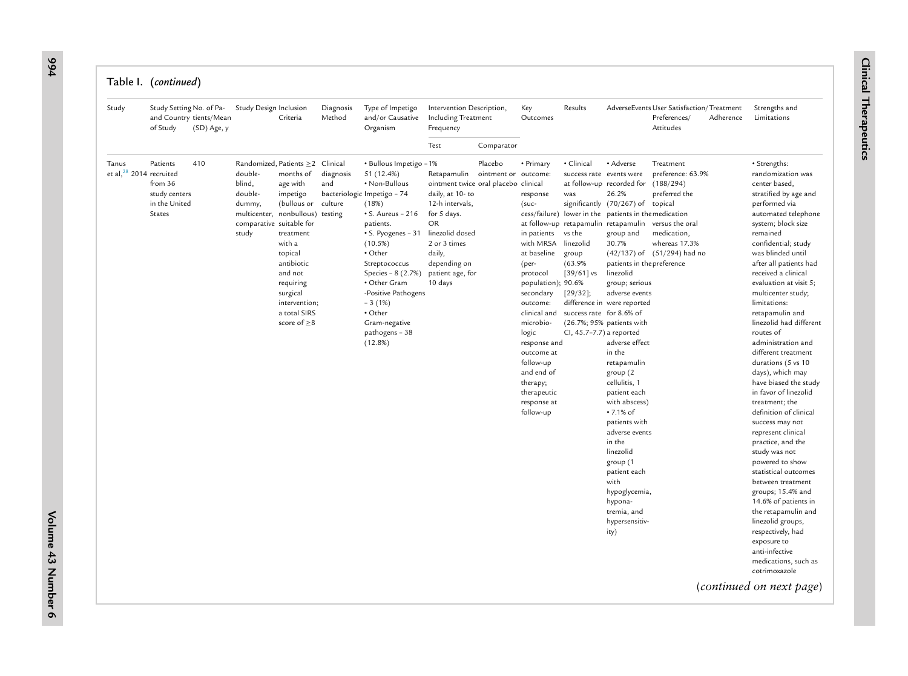Table I. (*continued*)

| Study | Study Setting and Country of Study | No. of Patients/Mean (SD) Age, y | Study Design | Inclusion Criteria | Diagnosis Method | Type of Impetigo and/or Causative Organism | Intervention Description, Including Treatment Frequency | | Key Outcomes | Results | AdverseEvents | User Satisfaction/Treatment Preferences/Attitudes | Treatment Adherence | Strengths and Limitations |
|---|---|---|---|---|---|---|---|---|---|---|---|---|---|---|
| | | | | | | | Test | Comparator | | | | | | |
| Tanus et al,[28] 2014 | Patients recruited from 36 study centers in the United States | 410 | Randomized, double-blind, double-dummy, multicenter, comparative study | Patients ≥2 months of age with impetigo (bullous or nonbullous) suitable for treatment with a topical antibiotic and not requiring surgical intervention; a total SIRS score of ≥8 | Clinical diagnosis and bacteriologic culture testing | • Bullous Impetigo – 51 (12.4%) • Non-Bullous Impetigo – 74 (18%) • S. Aureus – 216 patients. • S. Pyogenes – 31 (10.5%) • Other Streptococcus Species – 8 (2.7%) • Other Gram -Positive Pathogens – 3 (1%) • Other Gram-negative pathogens – 38 (12.8%) | 1% Retapamulin ointment twice daily, at 10- to 12-h intervals, for 5 days. OR linezolid dosed 2 or 3 times daily, depending on patient age, for 10 days | Placebo ointment or oral placebo | • Primary outcome: clinical response (success/failure) at follow-up in patients with MRSA at baseline (per-protocol population); secondary outcome: clinical and microbiologic response and outcome at follow-up and end of therapy; therapeutic response at follow-up | • Clinical success rate at follow-up was significantly lower in the retapamulin vs the linezolid group (63.9% [39/61] vs 90.6% [29/32]; difference in success rate (26.7%; 95% CI, 45.7–7.7) | • Adverse events were recorded for 26.2% (70/267) of patients in the retapamulin group and 30.7% (42/137) of patients in the linezolid group; serious adverse events were reported for 8.6% of patients with a reported adverse effect in the retapamulin group (2 cellulitis, 1 patient each with abscess) • 7.1% of patients with adverse events in the linezolid group (1 patient each with hypoglycemia, hyponatremia, and hypersensitivity) | Treatment preference: 63.9% (188/294) preferred the topical medication versus the oral medication, whereas 17.3% (51/294) had no preference | | • Strengths: randomization was center based, stratified by age and performed via automated telephone system; block size remained confidential; study was blinded until after all patients had received a clinical evaluation at visit 5; multicenter study; limitations: retapamulin and linezolid had different routes of administration and different treatment durations (5 vs 10 days), which may have biased the study in favor of linezolid treatment; the definition of clinical success may not represent clinical practice, and the study was not powered to show statistical outcomes between treatment groups; 15.4% and 14.6% of patients in the retapamulin and linezolid groups, respectively, had exposure to anti-infective medications, such as cotrimoxazole |

(*continued on next page*)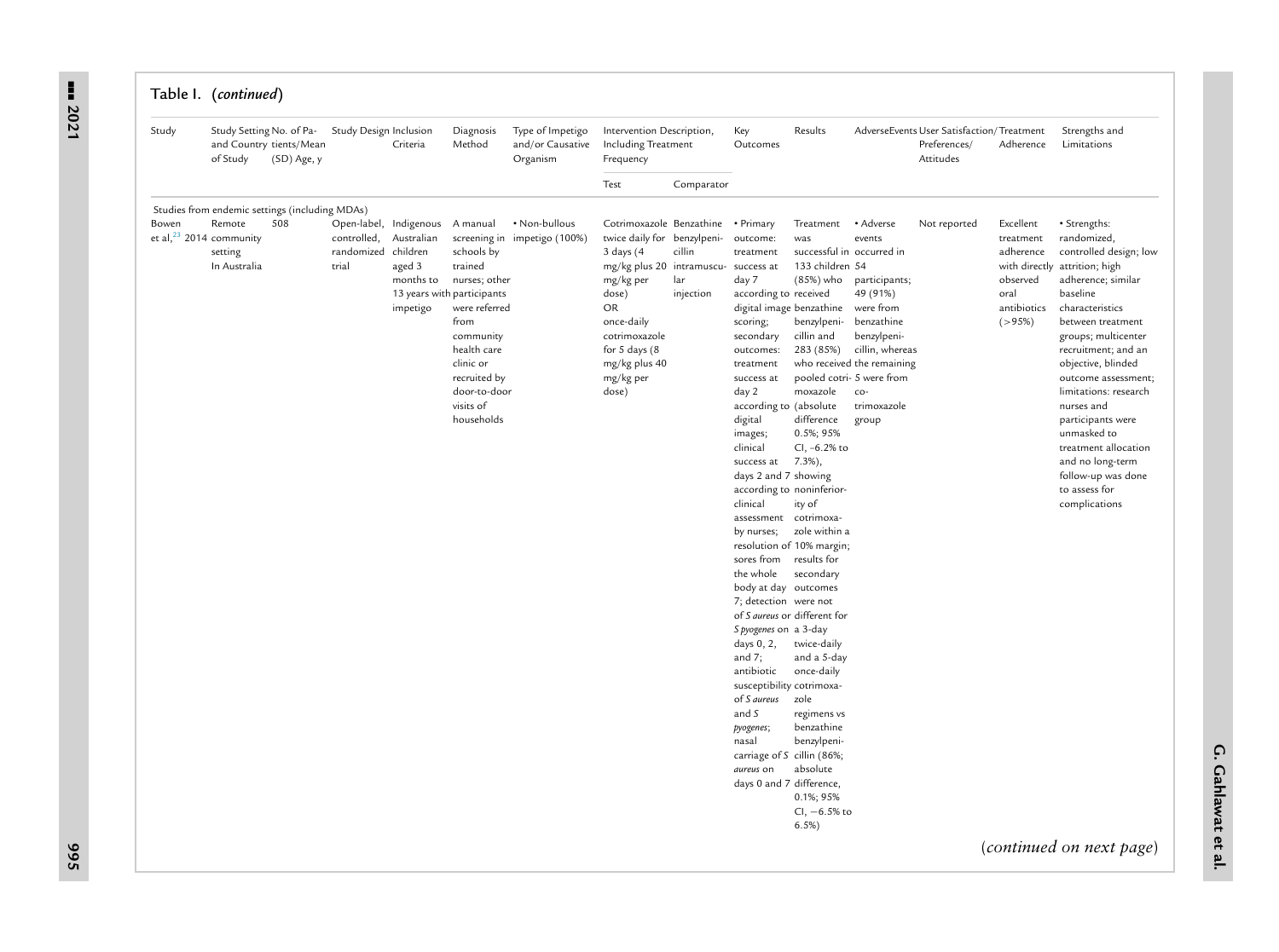Table I. (*continued*)

| Study | Study Setting and Country of Study | No. of Patients/Mean (SD) Age, y | Study Design | Inclusion Criteria | Diagnosis Method | Type of Impetigo and/or Causative Organism | Intervention Description, Including Treatment Frequency | | Key Outcomes | Results | AdverseEvents | User Satisfaction/ Preferences/ Attitudes | Treatment Adherence | Strengths and Limitations |
|---|---|---|---|---|---|---|---|---|---|---|---|---|---|---|
| | | | | | | | Test | Comparator | | | | | | |
| Studies from endemic settings (including MDAs) | | | | | | | | | | | | | | |
| Bowen et al,[23] 2014 | Remote community setting In Australia | 508 | Open-label, controlled, randomized trial | Indigenous Australian children aged 3 months to 13 years with impetigo | A manual screening in schools by trained nurses; other participants were referred from community health care clinic or recruited by door-to-door visits of households | • Non-bullous impetigo (100%) | Cotrimoxazole twice daily for 3 days (4 mg/kg plus 20 mg/kg per dose) OR once-daily cotrimoxazole for 5 days (8 mg/kg plus 40 mg/kg per dose) | Benzathine benzylpenicillin intramuscular injection | • Primary outcome: treatment success at day 7 according to digital image scoring; secondary outcomes: treatment success at day 2 according to digital images; clinical success at days 2 and 7 according to clinical assessment by nurses; resolution of sores from the whole body at day 7; detection of *S aureus* or *S pyogenes* on days 0, 2, and 7; antibiotic susceptibility of *S aureus* and *S pyogenes*; nasal carriage of *S aureus* on days 0 and 7 | Treatment was successful in 133 children (85%) who received benzathine benzylpenicillin and 283 (85%) who received the pooled cotrimoxazole (absolute difference 0.5%; 95% CI, –6.2% to 7.3%), showing noninferiority of cotrimoxazole within a 10% margin; results for secondary outcomes were not different for a 3-day twice-daily and a 5-day once-daily cotrimoxazole regimens vs benzathine benzylpenicillin (86%; absolute difference, 0.1%; 95% CI, −6.5% to 6.5%) | • Adverse events occurred in 54 participants; 49 (91%) were from benzathine benzylpenicillin, whereas the remaining 5 were from co-trimoxazole group | Not reported | Excellent treatment adherence with directly observed oral antibiotics (>95%) | • Strengths: randomized, controlled design; low attrition; high adherence; similar baseline characteristics between treatment groups; multicenter recruitment; and an objective, blinded outcome assessment; limitations: research nurses and participants were unmasked to treatment allocation and no long-term follow-up was done to assess for complications |

(*continued on next page*)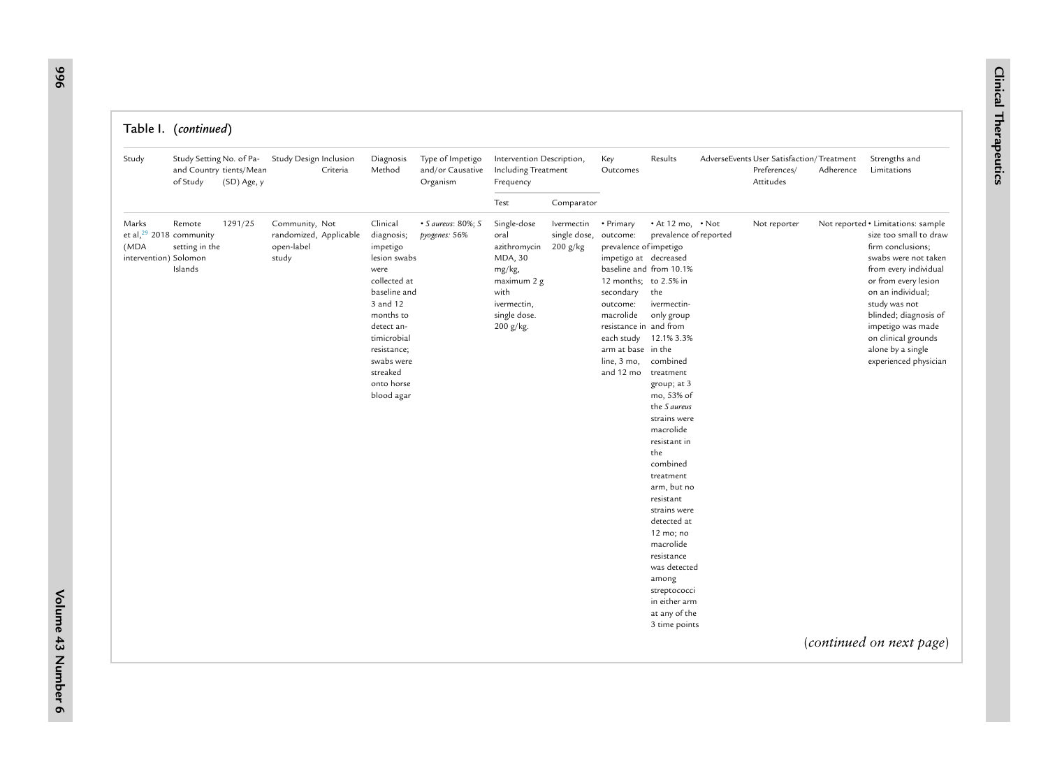Table I. (*continued*)

| Study | Study Setting and Country of Study | No. of Patients/Mean (SD) Age, y | Study Design | Inclusion Criteria | Diagnosis Method | Type of Impetigo and/or Causative Organism | Intervention Description, Including Treatment Frequency | | Key Outcomes | Results | AdverseEvents | User Satisfaction/ Preferences/ Attitudes | Treatment Adherence | Strengths and Limitations |
|---|---|---|---|---|---|---|---|---|---|---|---|---|---|---|
| | | | | | | | Test | Comparator | | | | | | |
| Marks et al,[29] 2018 (MDA intervention) | Remote community setting in the Solomon Islands | 1291/25 | Community, randomized, open-label study | Not Applicable | Clinical diagnosis; impetigo lesion swabs were collected at baseline and 3 and 12 months to detect antimicrobial resistance; swabs were streaked onto horse blood agar | • *S aureus*: 80%; *S pyogenes*: 56% | Single-dose oral azithromycin MDA, 30 mg/kg, maximum 2 g with ivermectin, single dose. 200 g/kg. | Ivermectin single dose, 200 g/kg | • Primary outcome: prevalence of impetigo at baseline and 12 months; secondary outcome: macrolide resistance in each study arm at base line, 3 mo, and 12 mo | • At 12 mo, prevalence of impetigo decreased from 10.1% to 2.5% in the ivermectin-only group and from 12.1% 3.3% in the combined treatment group; at 3 mo, 53% of the *S aureus* strains were macrolide resistant in the combined treatment arm, but no resistant strains were detected at 12 mo; no macrolide resistance was detected among streptococci in either arm at any of the 3 time points | • Not reported | Not reporter | Not reported | • Limitations: sample size too small to draw firm conclusions; swabs were not taken from every individual or from every lesion on an individual; study was not blinded; diagnosis of impetigo was made on clinical grounds alone by a single experienced physician |

(*continued on next page*)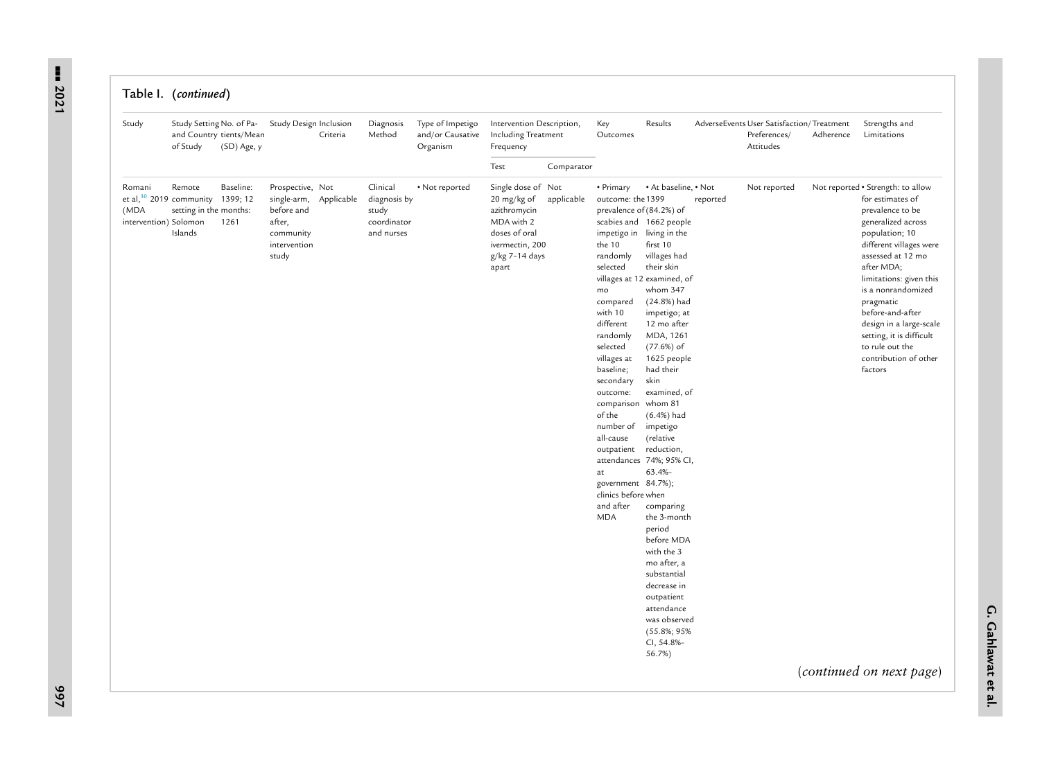Table I. (*continued*)

| Study | Study Setting and Country of Study | No. of Patients/Mean (SD) Age, y | Study Design | Inclusion Criteria | Diagnosis Method | Type of Impetigo and/or Causative Organism | Intervention Description, Including Treatment Frequency | | Key Outcomes | Results | AdverseEvents | User Satisfaction/Preferences/Attitudes | Treatment Adherence | Strengths and Limitations |
|---|---|---|---|---|---|---|---|---|---|---|---|---|---|---|
| | | | | | | | Test | Comparator | | | | | | |
| Romani et al,[30] 2019 (MDA intervention) | Remote community setting in the Solomon Islands | Baseline: 1399; 12 months: 1261 | Prospective, single-arm, before and after, community intervention study | Not Applicable | Clinical diagnosis by study coordinator and nurses | • Not reported | Single dose of 20 mg/kg of azithromycin MDA with 2 doses of oral ivermectin, 200 g/kg 7–14 days apart | Not applicable | • Primary outcome: the prevalence of scabies and impetigo in the 10 randomly selected villages at 12 mo compared with 10 different randomly selected villages at baseline; secondary outcome: comparison of the number of all-cause outpatient attendances at government clinics before and after MDA | • At baseline, 1399 (84.2%) of 1662 people living in the first 10 villages had their skin examined, of whom 347 (24.8%) had impetigo; at 12 mo after MDA, 1261 (77.6%) of 1625 people had their skin examined, of whom 81 (6.4%) had impetigo (relative reduction, 74%; 95% CI, 63.4%–84.7%); when comparing the 3-month period before MDA with the 3 mo after, a substantial decrease in outpatient attendance was observed (55.8%; 95% CI, 54.8%–56.7%) | • Not reported | Not reported | Not reported | • Strength: to allow for estimates of prevalence to be generalized across population; 10 different villages were assessed at 12 mo after MDA; limitations: given this is a nonrandomized pragmatic before-and-after design in a large-scale setting, it is difficult to rule out the contribution of other factors |

(*continued on next page*)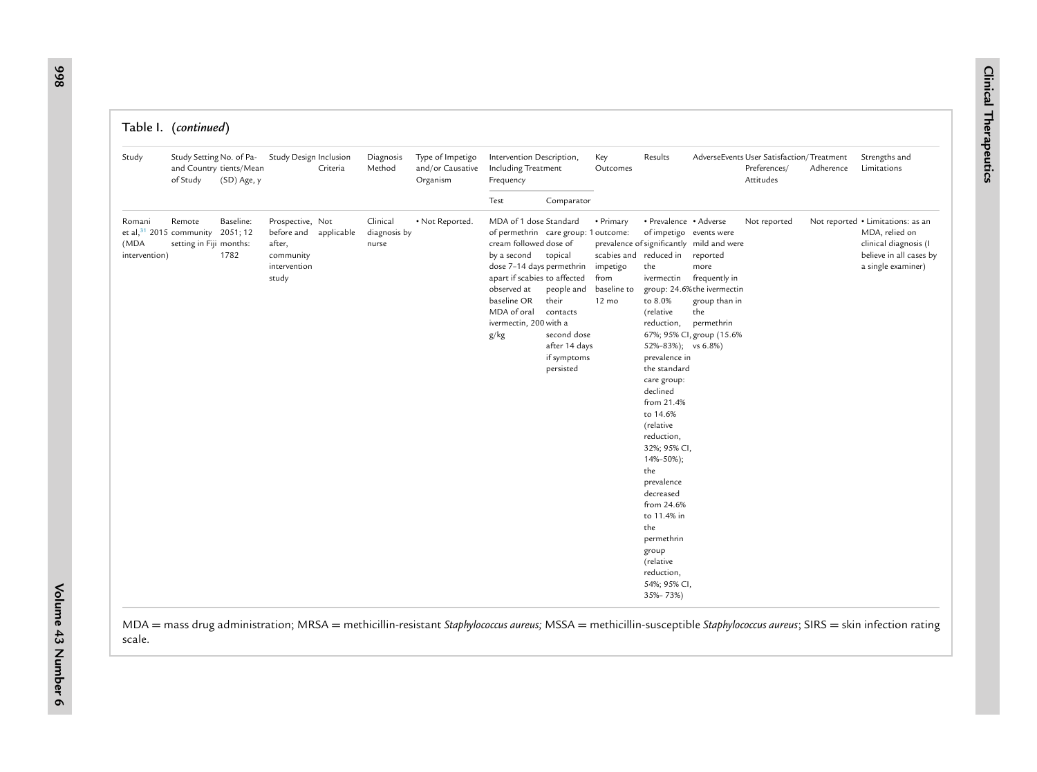Table I. (*continued*)

| Study | Study Setting and Country of Study | No. of Patients/Mean (SD) Age, y | Study Design | Inclusion Criteria | Diagnosis Method | Type of Impetigo and/or Causative Organism | Intervention Description, Including Treatment Frequency | | Key Outcomes | Results | AdverseEvents | User Satisfaction/Preferences/Attitudes | Treatment Adherence | Strengths and Limitations |
|---|---|---|---|---|---|---|---|---|---|---|---|---|---|---|
| | | | | | | | Test | Comparator | | | | | | |
| Romani et al,[31] 2015 (MDA intervention) | Remote community setting in Fiji | Baseline: 2051; 12 months: 1782 | Prospective, before and after, community intervention study | Not applicable | Clinical diagnosis by nurse | • Not Reported. | MDA of 1 dose of permethrin cream followed by a second dose 7–14 days apart if scabies observed at baseline OR MDA of oral ivermectin, 200 g/kg | Standard care group: 1 dose of topical permethrin to affected people and their contacts with a second dose after 14 days if symptoms persisted | • Primary outcome: prevalence of scabies and impetigo from baseline to 12 mo | • Prevalence of impetigo significantly reduced in the ivermectin group: 24.6% to 8.0% (relative reduction, 67%; 95% CI, 52%–83%); prevalence in the standard care group: declined from 21.4% to 14.6% (relative reduction, 32%; 95% CI, 14%–50%); the prevalence decreased from 24.6% to 11.4% in the permethrin group (relative reduction, 54%; 95% CI, 35%– 73%) | • Adverse events were mild and were reported more frequently in the ivermectin group than in the permethrin group (15.6% vs 6.8%) | Not reported | Not reported | • Limitations: as an MDA, relied on clinical diagnosis (I believe in all cases by a single examiner) |

MDA = mass drug administration; MRSA = methicillin-resistant *Staphylococcus aureus;* MSSA = methicillin-susceptible *Staphylococcus aureus*; SIRS = skin infection rating scale.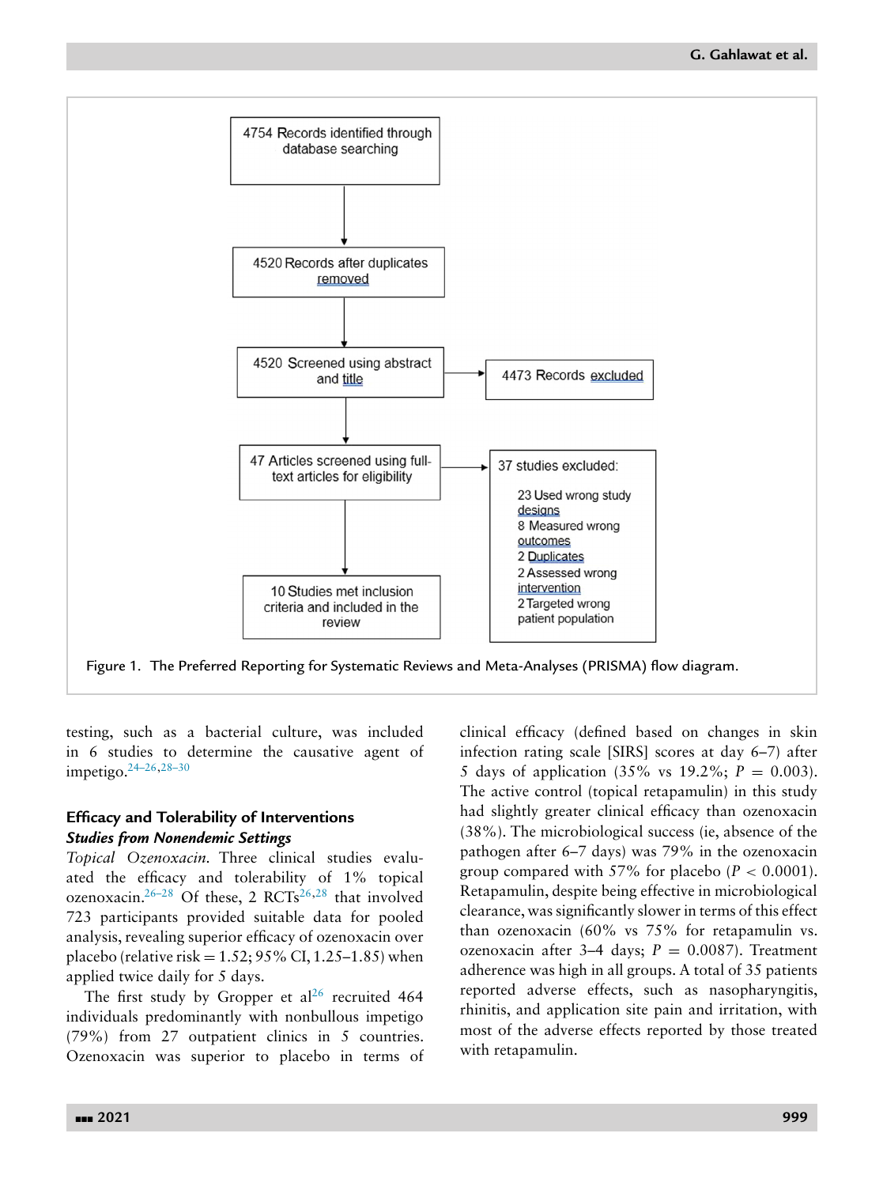4754 Records identified through database searching

4520 Records after duplicates removed

4520 Screened using abstract and title

4473 Records excluded

47 Articles screened using full-text articles for eligibility

37 studies excluded:

- 23 Used wrong study designs
- 8 Measured wrong outcomes
- 2 Duplicates
- 2 Assessed wrong intervention
- 2 Targeted wrong patient population

10 Studies met inclusion criteria and included in the review

Figure 1. The Preferred Reporting for Systematic Reviews and Meta-Analyses (PRISMA) flow diagram.

testing, such as a bacterial culture, was included in 6 studies to determine the causative agent of impetigo.[24–26,28–30]

## Efficacy and Tolerability of Interventions

### *Studies from Nonendemic Settings*

*Topical Ozenoxacin.* Three clinical studies evaluated the efficacy and tolerability of 1% topical ozenoxacin.[26–28] Of these, 2 RCTs[26,28] that involved 723 participants provided suitable data for pooled analysis, revealing superior efficacy of ozenoxacin over placebo (relative risk = 1.52; 95% CI, 1.25–1.85) when applied twice daily for 5 days.

The first study by Gropper et al[26] recruited 464 individuals predominantly with nonbullous impetigo (79%) from 27 outpatient clinics in 5 countries. Ozenoxacin was superior to placebo in terms of clinical efficacy (defined based on changes in skin infection rating scale [SIRS] scores at day 6–7) after 5 days of application (35% vs 19.2%; $P = 0.003$). The active control (topical retapamulin) in this study had slightly greater clinical efficacy than ozenoxacin (38%). The microbiological success (ie, absence of the pathogen after 6–7 days) was 79% in the ozenoxacin group compared with 57% for placebo ($P < 0.0001$). Retapamulin, despite being effective in microbiological clearance, was significantly slower in terms of this effect than ozenoxacin (60% vs 75% for retapamulin vs. ozenoxacin after 3–4 days; $P = 0.0087$). Treatment adherence was high in all groups. A total of 35 patients reported adverse effects, such as nasopharyngitis, rhinitis, and application site pain and irritation, with most of the adverse effects reported by those treated with retapamulin.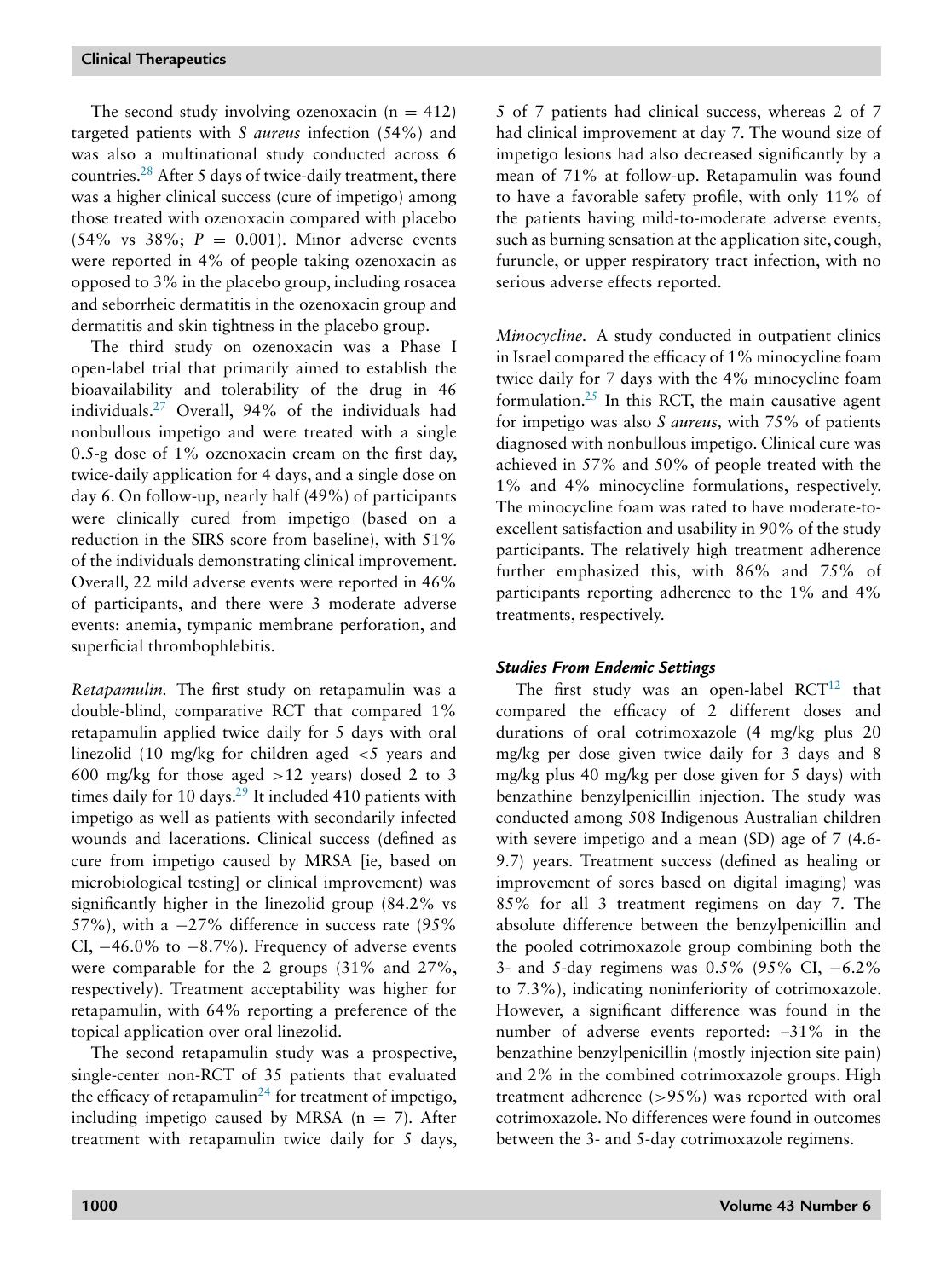The second study involving ozenoxacin (n = 412) targeted patients with *S aureus* infection (54%) and was also a multinational study conducted across 6 countries.[28] After 5 days of twice-daily treatment, there was a higher clinical success (cure of impetigo) among those treated with ozenoxacin compared with placebo (54% vs 38%; $P = 0.001$). Minor adverse events were reported in 4% of people taking ozenoxacin as opposed to 3% in the placebo group, including rosacea and seborrheic dermatitis in the ozenoxacin group and dermatitis and skin tightness in the placebo group.

The third study on ozenoxacin was a Phase I open-label trial that primarily aimed to establish the bioavailability and tolerability of the drug in 46 individuals.[27] Overall, 94% of the individuals had nonbullous impetigo and were treated with a single 0.5-g dose of 1% ozenoxacin cream on the first day, twice-daily application for 4 days, and a single dose on day 6. On follow-up, nearly half (49%) of participants were clinically cured from impetigo (based on a reduction in the SIRS score from baseline), with 51% of the individuals demonstrating clinical improvement. Overall, 22 mild adverse events were reported in 46% of participants, and there were 3 moderate adverse events: anemia, tympanic membrane perforation, and superficial thrombophlebitis.

*Retapamulin.* The first study on retapamulin was a double-blind, comparative RCT that compared 1% retapamulin applied twice daily for 5 days with oral linezolid (10 mg/kg for children aged <5 years and 600 mg/kg for those aged >12 years) dosed 2 to 3 times daily for 10 days.[29] It included 410 patients with impetigo as well as patients with secondarily infected wounds and lacerations. Clinical success (defined as cure from impetigo caused by MRSA [ie, based on microbiological testing] or clinical improvement) was significantly higher in the linezolid group (84.2% vs 57%), with a −27% difference in success rate (95% CI, −46.0% to −8.7%). Frequency of adverse events were comparable for the 2 groups (31% and 27%, respectively). Treatment acceptability was higher for retapamulin, with 64% reporting a preference of the topical application over oral linezolid.

The second retapamulin study was a prospective, single-center non-RCT of 35 patients that evaluated the efficacy of retapamulin[24] for treatment of impetigo, including impetigo caused by MRSA (n = 7). After treatment with retapamulin twice daily for 5 days, 5 of 7 patients had clinical success, whereas 2 of 7 had clinical improvement at day 7. The wound size of impetigo lesions had also decreased significantly by a mean of 71% at follow-up. Retapamulin was found to have a favorable safety profile, with only 11% of the patients having mild-to-moderate adverse events, such as burning sensation at the application site, cough, furuncle, or upper respiratory tract infection, with no serious adverse effects reported.

*Minocycline.* A study conducted in outpatient clinics in Israel compared the efficacy of 1% minocycline foam twice daily for 7 days with the 4% minocycline foam formulation.[25] In this RCT, the main causative agent for impetigo was also *S aureus,* with 75% of patients diagnosed with nonbullous impetigo. Clinical cure was achieved in 57% and 50% of people treated with the 1% and 4% minocycline formulations, respectively. The minocycline foam was rated to have moderate-to-excellent satisfaction and usability in 90% of the study participants. The relatively high treatment adherence further emphasized this, with 86% and 75% of participants reporting adherence to the 1% and 4% treatments, respectively.

### *Studies From Endemic Settings*

The first study was an open-label RCT[12] that compared the efficacy of 2 different doses and durations of oral cotrimoxazole (4 mg/kg plus 20 mg/kg per dose given twice daily for 3 days and 8 mg/kg plus 40 mg/kg per dose given for 5 days) with benzathine benzylpenicillin injection. The study was conducted among 508 Indigenous Australian children with severe impetigo and a mean (SD) age of 7 (4.6-9.7) years. Treatment success (defined as healing or improvement of sores based on digital imaging) was 85% for all 3 treatment regimens on day 7. The absolute difference between the benzylpenicillin and the pooled cotrimoxazole group combining both the 3- and 5-day regimens was 0.5% (95% CI, −6.2% to 7.3%), indicating noninferiority of cotrimoxazole. However, a significant difference was found in the number of adverse events reported: –31% in the benzathine benzylpenicillin (mostly injection site pain) and 2% in the combined cotrimoxazole groups. High treatment adherence (>95%) was reported with oral cotrimoxazole. No differences were found in outcomes between the 3- and 5-day cotrimoxazole regimens.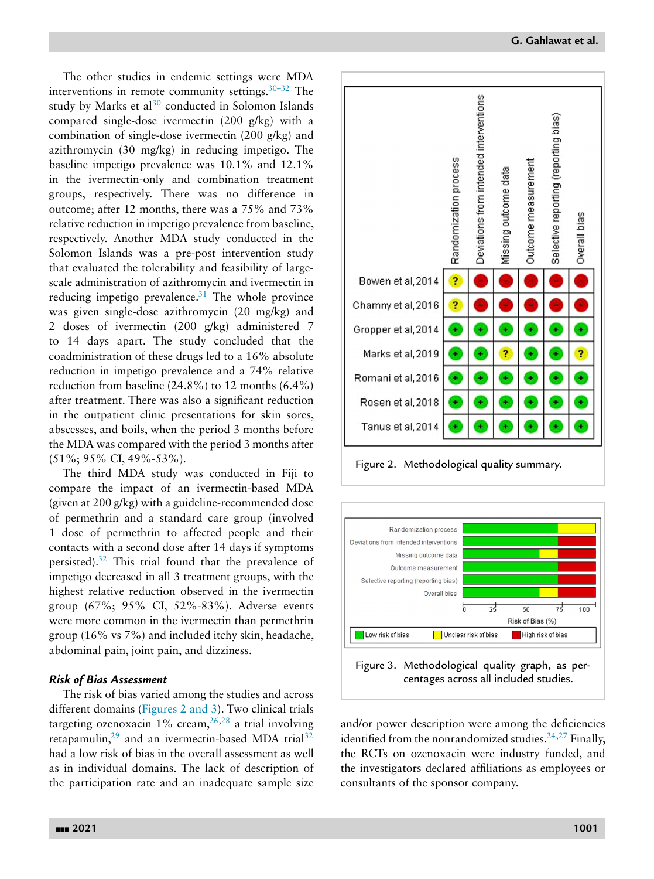The other studies in endemic settings were MDA interventions in remote community settings.[30–32] The study by Marks et al[30] conducted in Solomon Islands compared single-dose ivermectin (200 g/kg) with a combination of single-dose ivermectin (200 g/kg) and azithromycin (30 mg/kg) in reducing impetigo. The baseline impetigo prevalence was 10.1% and 12.1% in the ivermectin-only and combination treatment groups, respectively. There was no difference in outcome; after 12 months, there was a 75% and 73% relative reduction in impetigo prevalence from baseline, respectively. Another MDA study conducted in the Solomon Islands was a pre-post intervention study that evaluated the tolerability and feasibility of large-scale administration of azithromycin and ivermectin in reducing impetigo prevalence.[31] The whole province was given single-dose azithromycin (20 mg/kg) and 2 doses of ivermectin (200 g/kg) administered 7 to 14 days apart. The study concluded that the coadministration of these drugs led to a 16% absolute reduction in impetigo prevalence and a 74% relative reduction from baseline (24.8%) to 12 months (6.4%) after treatment. There was also a significant reduction in the outpatient clinic presentations for skin sores, abscesses, and boils, when the period 3 months before the MDA was compared with the period 3 months after (51%; 95% CI, 49%-53%).

The third MDA study was conducted in Fiji to compare the impact of an ivermectin-based MDA (given at 200 g/kg) with a guideline-recommended dose of permethrin and a standard care group (involved 1 dose of permethrin to affected people and their contacts with a second dose after 14 days if symptoms persisted).[32] This trial found that the prevalence of impetigo decreased in all 3 treatment groups, with the highest relative reduction observed in the ivermectin group (67%; 95% CI, 52%-83%). Adverse events were more common in the ivermectin than permethrin group (16% vs 7%) and included itchy skin, headache, abdominal pain, joint pain, and dizziness.

### *Risk of Bias Assessment*

The risk of bias varied among the studies and across different domains (Figures 2 and 3). Two clinical trials targeting ozenoxacin 1% cream,[26,28] a trial involving retapamulin,[29] and an ivermectin-based MDA trial[32] had a low risk of bias in the overall assessment as well as in individual domains. The lack of description of the participation rate and an inadequate sample size and/or power description were among the deficiencies identified from the nonrandomized studies.[24,27] Finally, the RCTs on ozenoxacin were industry funded, and the investigators declared affiliations as employees or consultants of the sponsor company.

| | Randomization process | Deviations from intended interventions | Missing outcome data | Outcome measurement | Selective reporting (reporting bias) | Overall bias |
|---|---|---|---|---|---|---|
| Bowen et al, 2014 | ? | − | − | − | − | − |
| Chamny et al, 2016 | ? | − | − | − | − | − |
| Gropper et al, 2014 | + | + | + | + | + | + |
| Marks et al, 2019 | + | + | ? | + | + | ? |
| Romani et al, 2016 | + | + | + | + | + | + |
| Rosen et al, 2018 | + | + | + | + | + | + |
| Tanus et al, 2014 | + | + | + | + | + | + |

Figure 2. Methodological quality summary.

Figure 3. Methodological quality graph, as percentages across all included studies.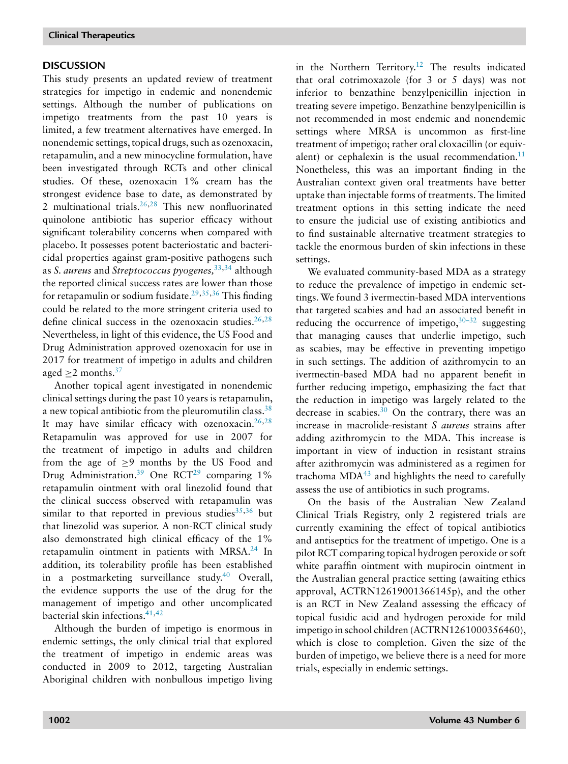## DISCUSSION

This study presents an updated review of treatment strategies for impetigo in endemic and nonendemic settings. Although the number of publications on impetigo treatments from the past 10 years is limited, a few treatment alternatives have emerged. In nonendemic settings, topical drugs, such as ozenoxacin, retapamulin, and a new minocycline formulation, have been investigated through RCTs and other clinical studies. Of these, ozenoxacin 1% cream has the strongest evidence base to date, as demonstrated by 2 multinational trials.[26,28] This new nonfluorinated quinolone antibiotic has superior efficacy without significant tolerability concerns when compared with placebo. It possesses potent bacteriostatic and bactericidal properties against gram-positive pathogens such as *S. aureus* and *Streptococcus pyogenes,*[33,34] although the reported clinical success rates are lower than those for retapamulin or sodium fusidate.[29,35,36] This finding could be related to the more stringent criteria used to define clinical success in the ozenoxacin studies.[26,28] Nevertheless, in light of this evidence, the US Food and Drug Administration approved ozenoxacin for use in 2017 for treatment of impetigo in adults and children aged ≥2 months.[37]

Another topical agent investigated in nonendemic clinical settings during the past 10 years is retapamulin, a new topical antibiotic from the pleuromutilin class.[38] It may have similar efficacy with ozenoxacin.[26,28] Retapamulin was approved for use in 2007 for the treatment of impetigo in adults and children from the age of ≥9 months by the US Food and Drug Administration.[39] One RCT[29] comparing 1% retapamulin ointment with oral linezolid found that the clinical success observed with retapamulin was similar to that reported in previous studies[35,36] but that linezolid was superior. A non-RCT clinical study also demonstrated high clinical efficacy of the 1% retapamulin ointment in patients with MRSA.[24] In addition, its tolerability profile has been established in a postmarketing surveillance study.[40] Overall, the evidence supports the use of the drug for the management of impetigo and other uncomplicated bacterial skin infections.[41,42]

Although the burden of impetigo is enormous in endemic settings, the only clinical trial that explored the treatment of impetigo in endemic areas was conducted in 2009 to 2012, targeting Australian Aboriginal children with nonbullous impetigo living in the Northern Territory.[12] The results indicated that oral cotrimoxazole (for 3 or 5 days) was not inferior to benzathine benzylpenicillin injection in treating severe impetigo. Benzathine benzylpenicillin is not recommended in most endemic and nonendemic settings where MRSA is uncommon as first-line treatment of impetigo; rather oral cloxacillin (or equivalent) or cephalexin is the usual recommendation.[11] Nonetheless, this was an important finding in the Australian context given oral treatments have better uptake than injectable forms of treatments. The limited treatment options in this setting indicate the need to ensure the judicial use of existing antibiotics and to find sustainable alternative treatment strategies to tackle the enormous burden of skin infections in these settings.

We evaluated community-based MDA as a strategy to reduce the prevalence of impetigo in endemic settings. We found 3 ivermectin-based MDA interventions that targeted scabies and had an associated benefit in reducing the occurrence of impetigo,[30–32] suggesting that managing causes that underlie impetigo, such as scabies, may be effective in preventing impetigo in such settings. The addition of azithromycin to an ivermectin-based MDA had no apparent benefit in further reducing impetigo, emphasizing the fact that the reduction in impetigo was largely related to the decrease in scabies.[30] On the contrary, there was an increase in macrolide-resistant *S aureus* strains after adding azithromycin to the MDA. This increase is important in view of induction in resistant strains after azithromycin was administered as a regimen for trachoma MDA[43] and highlights the need to carefully assess the use of antibiotics in such programs.

On the basis of the Australian New Zealand Clinical Trials Registry, only 2 registered trials are currently examining the effect of topical antibiotics and antiseptics for the treatment of impetigo. One is a pilot RCT comparing topical hydrogen peroxide or soft white paraffin ointment with mupirocin ointment in the Australian general practice setting (awaiting ethics approval, ACTRN12619001366145p), and the other is an RCT in New Zealand assessing the efficacy of topical fusidic acid and hydrogen peroxide for mild impetigo in school children (ACTRN12610000356460), which is close to completion. Given the size of the burden of impetigo, we believe there is a need for more trials, especially in endemic settings.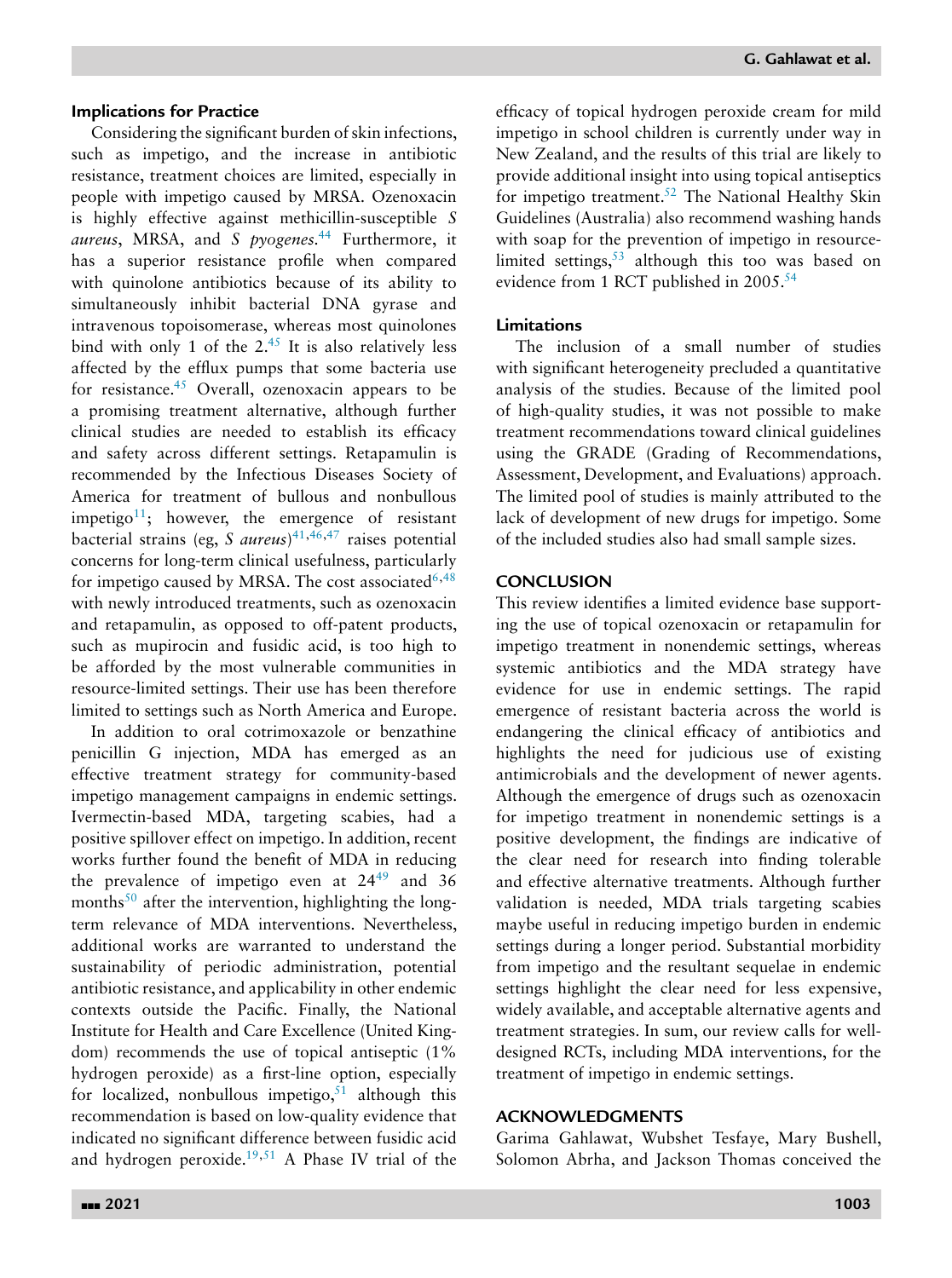### Implications for Practice

Considering the significant burden of skin infections, such as impetigo, and the increase in antibiotic resistance, treatment choices are limited, especially in people with impetigo caused by MRSA. Ozenoxacin is highly effective against methicillin-susceptible *S aureus*, MRSA, and *S pyogenes*.[44] Furthermore, it has a superior resistance profile when compared with quinolone antibiotics because of its ability to simultaneously inhibit bacterial DNA gyrase and intravenous topoisomerase, whereas most quinolones bind with only 1 of the 2.[45] It is also relatively less affected by the efflux pumps that some bacteria use for resistance.[45] Overall, ozenoxacin appears to be a promising treatment alternative, although further clinical studies are needed to establish its efficacy and safety across different settings. Retapamulin is recommended by the Infectious Diseases Society of America for treatment of bullous and nonbullous impetigo[11]; however, the emergence of resistant bacterial strains (eg, *S aureus*)[41,46,47] raises potential concerns for long-term clinical usefulness, particularly for impetigo caused by MRSA. The cost associated[6,48] with newly introduced treatments, such as ozenoxacin and retapamulin, as opposed to off-patent products, such as mupirocin and fusidic acid, is too high to be afforded by the most vulnerable communities in resource-limited settings. Their use has been therefore limited to settings such as North America and Europe.

In addition to oral cotrimoxazole or benzathine penicillin G injection, MDA has emerged as an effective treatment strategy for community-based impetigo management campaigns in endemic settings. Ivermectin-based MDA, targeting scabies, had a positive spillover effect on impetigo. In addition, recent works further found the benefit of MDA in reducing the prevalence of impetigo even at 24[49] and 36 months[50] after the intervention, highlighting the long-term relevance of MDA interventions. Nevertheless, additional works are warranted to understand the sustainability of periodic administration, potential antibiotic resistance, and applicability in other endemic contexts outside the Pacific. Finally, the National Institute for Health and Care Excellence (United Kingdom) recommends the use of topical antiseptic (1% hydrogen peroxide) as a first-line option, especially for localized, nonbullous impetigo,[51] although this recommendation is based on low-quality evidence that indicated no significant difference between fusidic acid and hydrogen peroxide.[19,51] A Phase IV trial of the efficacy of topical hydrogen peroxide cream for mild impetigo in school children is currently under way in New Zealand, and the results of this trial are likely to provide additional insight into using topical antiseptics for impetigo treatment.[52] The National Healthy Skin Guidelines (Australia) also recommend washing hands with soap for the prevention of impetigo in resource-limited settings,[53] although this too was based on evidence from 1 RCT published in 2005.[54]

### Limitations

The inclusion of a small number of studies with significant heterogeneity precluded a quantitative analysis of the studies. Because of the limited pool of high-quality studies, it was not possible to make treatment recommendations toward clinical guidelines using the GRADE (Grading of Recommendations, Assessment, Development, and Evaluations) approach. The limited pool of studies is mainly attributed to the lack of development of new drugs for impetigo. Some of the included studies also had small sample sizes.

## CONCLUSION

This review identifies a limited evidence base supporting the use of topical ozenoxacin or retapamulin for impetigo treatment in nonendemic settings, whereas systemic antibiotics and the MDA strategy have evidence for use in endemic settings. The rapid emergence of resistant bacteria across the world is endangering the clinical efficacy of antibiotics and highlights the need for judicious use of existing antimicrobials and the development of newer agents. Although the emergence of drugs such as ozenoxacin for impetigo treatment in nonendemic settings is a positive development, the findings are indicative of the clear need for research into finding tolerable and effective alternative treatments. Although further validation is needed, MDA trials targeting scabies maybe useful in reducing impetigo burden in endemic settings during a longer period. Substantial morbidity from impetigo and the resultant sequelae in endemic settings highlight the clear need for less expensive, widely available, and acceptable alternative agents and treatment strategies. In sum, our review calls for well-designed RCTs, including MDA interventions, for the treatment of impetigo in endemic settings.

## ACKNOWLEDGMENTS

Garima Gahlawat, Wubshet Tesfaye, Mary Bushell, Solomon Abrha, and Jackson Thomas conceived the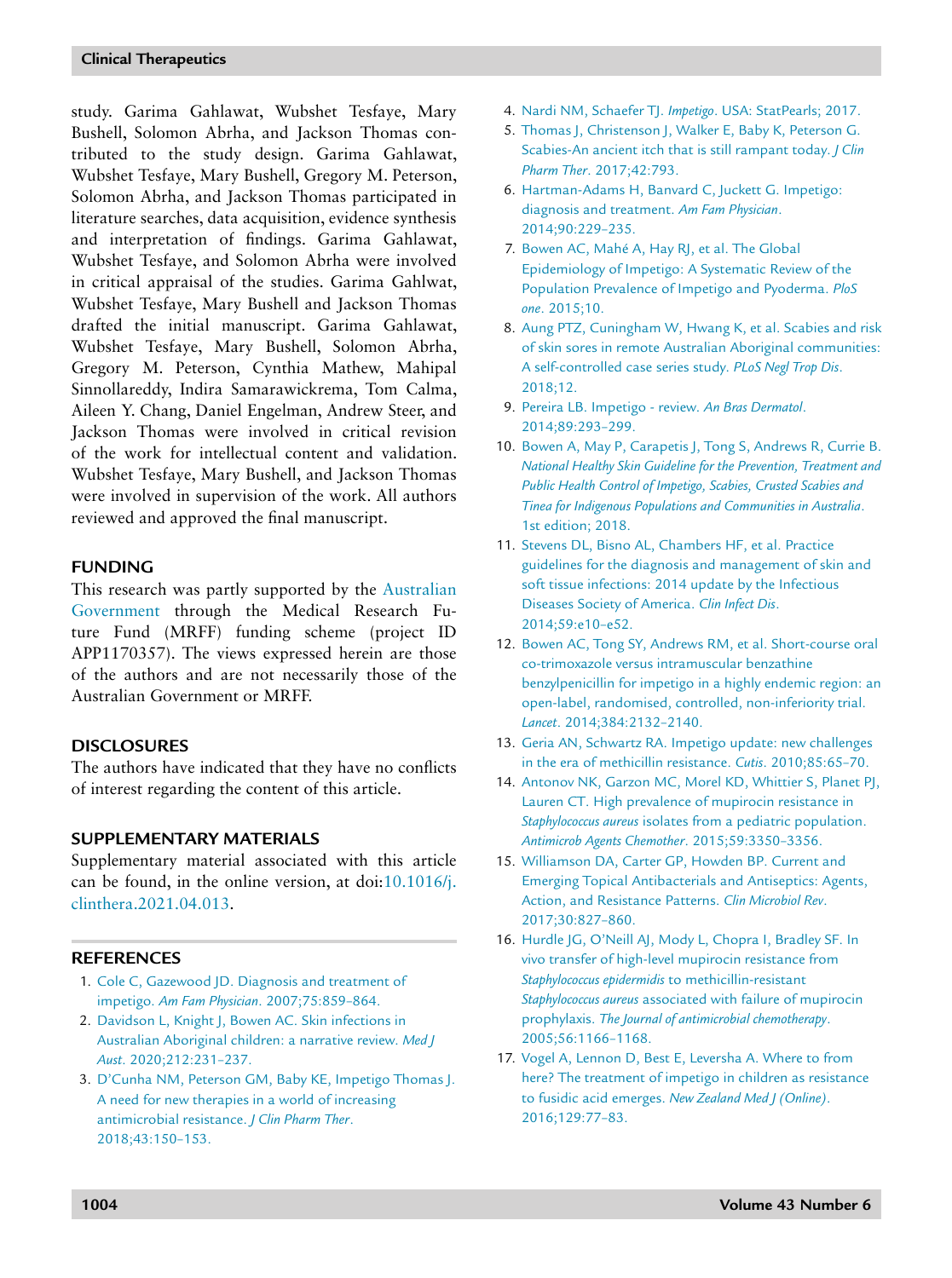study. Garima Gahlawat, Wubshet Tesfaye, Mary Bushell, Solomon Abrha, and Jackson Thomas contributed to the study design. Garima Gahlawat, Wubshet Tesfaye, Mary Bushell, Gregory M. Peterson, Solomon Abrha, and Jackson Thomas participated in literature searches, data acquisition, evidence synthesis and interpretation of findings. Garima Gahlawat, Wubshet Tesfaye, and Solomon Abrha were involved in critical appraisal of the studies. Garima Gahlwat, Wubshet Tesfaye, Mary Bushell and Jackson Thomas drafted the initial manuscript. Garima Gahlawat, Wubshet Tesfaye, Mary Bushell, Solomon Abrha, Gregory M. Peterson, Cynthia Mathew, Mahipal Sinnollareddy, Indira Samarawickrema, Tom Calma, Aileen Y. Chang, Daniel Engelman, Andrew Steer, and Jackson Thomas were involved in critical revision of the work for intellectual content and validation. Wubshet Tesfaye, Mary Bushell, and Jackson Thomas were involved in supervision of the work. All authors reviewed and approved the final manuscript.

## FUNDING

This research was partly supported by the Australian Government through the Medical Research Future Fund (MRFF) funding scheme (project ID APP1170357). The views expressed herein are those of the authors and are not necessarily those of the Australian Government or MRFF.

## DISCLOSURES

The authors have indicated that they have no conflicts of interest regarding the content of this article.

## SUPPLEMENTARY MATERIALS

Supplementary material associated with this article can be found, in the online version, at doi:10.1016/j.clinthera.2021.04.013.

## REFERENCES

1. Cole C, Gazewood JD. Diagnosis and treatment of impetigo. *Am Fam Physician*. 2007;75:859–864.
2. Davidson L, Knight J, Bowen AC. Skin infections in Australian Aboriginal children: a narrative review. *Med J Aust*. 2020;212:231–237.
3. D'Cunha NM, Peterson GM, Baby KE, Impetigo Thomas J. A need for new therapies in a world of increasing antimicrobial resistance. *J Clin Pharm Ther*. 2018;43:150–153.
4. Nardi NM, Schaefer TJ. *Impetigo*. USA: StatPearls; 2017.
5. Thomas J, Christenson J, Walker E, Baby K, Peterson G. Scabies-An ancient itch that is still rampant today. *J Clin Pharm Ther*. 2017;42:793.
6. Hartman-Adams H, Banvard C, Juckett G. Impetigo: diagnosis and treatment. *Am Fam Physician*. 2014;90:229–235.
7. Bowen AC, Mahé A, Hay RJ, et al. The Global Epidemiology of Impetigo: A Systematic Review of the Population Prevalence of Impetigo and Pyoderma. *PloS one*. 2015;10.
8. Aung PTZ, Cuningham W, Hwang K, et al. Scabies and risk of skin sores in remote Australian Aboriginal communities: A self-controlled case series study. *PLoS Negl Trop Dis*. 2018;12.
9. Pereira LB. Impetigo - review. *An Bras Dermatol*. 2014;89:293–299.
10. Bowen A, May P, Carapetis J, Tong S, Andrews R, Currie B. *National Healthy Skin Guideline for the Prevention, Treatment and Public Health Control of Impetigo, Scabies, Crusted Scabies and Tinea for Indigenous Populations and Communities in Australia*. 1st edition; 2018.
11. Stevens DL, Bisno AL, Chambers HF, et al. Practice guidelines for the diagnosis and management of skin and soft tissue infections: 2014 update by the Infectious Diseases Society of America. *Clin Infect Dis*. 2014;59:e10–e52.
12. Bowen AC, Tong SY, Andrews RM, et al. Short-course oral co-trimoxazole versus intramuscular benzathine benzylpenicillin for impetigo in a highly endemic region: an open-label, randomised, controlled, non-inferiority trial. *Lancet*. 2014;384:2132–2140.
13. Geria AN, Schwartz RA. Impetigo update: new challenges in the era of methicillin resistance. *Cutis*. 2010;85:65–70.
14. Antonov NK, Garzon MC, Morel KD, Whittier S, Planet PJ, Lauren CT. High prevalence of mupirocin resistance in *Staphylococcus aureus* isolates from a pediatric population. *Antimicrob Agents Chemother*. 2015;59:3350–3356.
15. Williamson DA, Carter GP, Howden BP. Current and Emerging Topical Antibacterials and Antiseptics: Agents, Action, and Resistance Patterns. *Clin Microbiol Rev*. 2017;30:827–860.
16. Hurdle JG, O'Neill AJ, Mody L, Chopra I, Bradley SF. In vivo transfer of high-level mupirocin resistance from *Staphylococcus epidermidis* to methicillin-resistant *Staphylococcus aureus* associated with failure of mupirocin prophylaxis. *The Journal of antimicrobial chemotherapy*. 2005;56:1166–1168.
17. Vogel A, Lennon D, Best E, Leversha A. Where to from here? The treatment of impetigo in children as resistance to fusidic acid emerges. *New Zealand Med J (Online)*. 2016;129:77–83.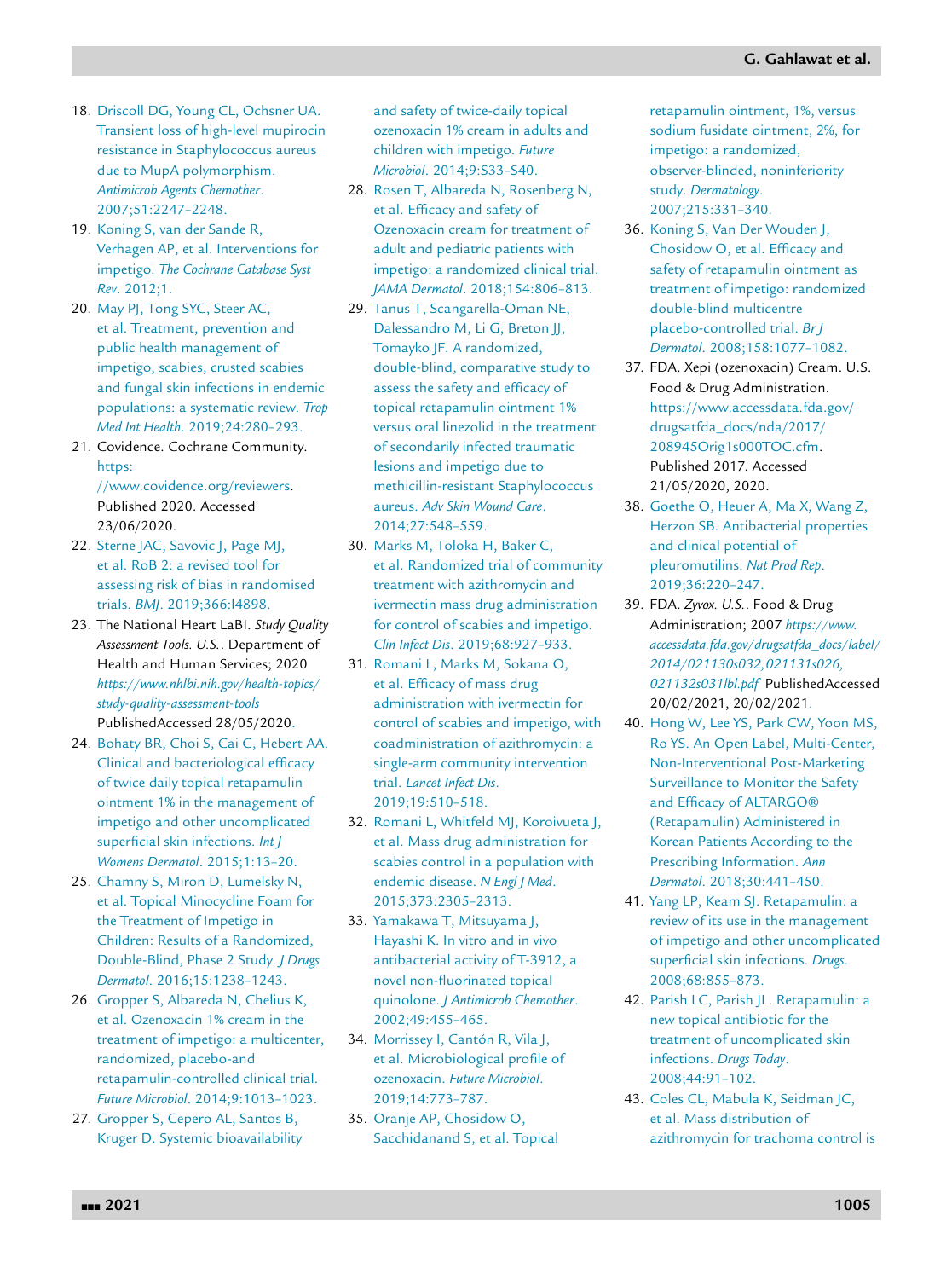18. Driscoll DG, Young CL, Ochsner UA. Transient loss of high-level mupirocin resistance in Staphylococcus aureus due to MupA polymorphism. *Antimicrob Agents Chemother*. 2007;51:2247–2248.
19. Koning S, van der Sande R, Verhagen AP, et al. Interventions for impetigo. *The Cochrane Catabase Syst Rev*. 2012;1.
20. May PJ, Tong SYC, Steer AC, et al. Treatment, prevention and public health management of impetigo, scabies, crusted scabies and fungal skin infections in endemic populations: a systematic review. *Trop Med Int Health*. 2019;24:280–293.
21. Covidence. Cochrane Community. https://www.covidence.org/reviewers. Published 2020. Accessed 23/06/2020.
22. Sterne JAC, Savovic J, Page MJ, et al. RoB 2: a revised tool for assessing risk of bias in randomised trials. *BMJ*. 2019;366:l4898.
23. The National Heart LaBI. *Study Quality Assessment Tools. U.S.*. Department of Health and Human Services; 2020 *https://www.nhlbi.nih.gov/health-topics/study-quality-assessment-tools* PublishedAccessed 28/05/2020.
24. Bohaty BR, Choi S, Cai C, Hebert AA. Clinical and bacteriological efficacy of twice daily topical retapamulin ointment 1% in the management of impetigo and other uncomplicated superficial skin infections. *Int J Womens Dermatol*. 2015;1:13–20.
25. Chamny S, Miron D, Lumelsky N, et al. Topical Minocycline Foam for the Treatment of Impetigo in Children: Results of a Randomized, Double-Blind, Phase 2 Study. *J Drugs Dermatol*. 2016;15:1238–1243.
26. Gropper S, Albareda N, Chelius K, et al. Ozenoxacin 1% cream in the treatment of impetigo: a multicenter, randomized, placebo-and retapamulin-controlled clinical trial. *Future Microbiol*. 2014;9:1013–1023.
27. Gropper S, Cepero AL, Santos B, Kruger D. Systemic bioavailability and safety of twice-daily topical ozenoxacin 1% cream in adults and children with impetigo. *Future Microbiol*. 2014;9:S33–S40.
28. Rosen T, Albareda N, Rosenberg N, et al. Efficacy and safety of Ozenoxacin cream for treatment of adult and pediatric patients with impetigo: a randomized clinical trial. *JAMA Dermatol*. 2018;154:806–813.
29. Tanus T, Scangarella-Oman NE, Dalessandro M, Li G, Breton JJ, Tomayko JF. A randomized, double-blind, comparative study to assess the safety and efficacy of topical retapamulin ointment 1% versus oral linezolid in the treatment of secondarily infected traumatic lesions and impetigo due to methicillin-resistant Staphylococcus aureus. *Adv Skin Wound Care*. 2014;27:548–559.
30. Marks M, Toloka H, Baker C, et al. Randomized trial of community treatment with azithromycin and ivermectin mass drug administration for control of scabies and impetigo. *Clin Infect Dis*. 2019;68:927–933.
31. Romani L, Marks M, Sokana O, et al. Efficacy of mass drug administration with ivermectin for control of scabies and impetigo, with coadministration of azithromycin: a single-arm community intervention trial. *Lancet Infect Dis*. 2019;19:510–518.
32. Romani L, Whitfeld MJ, Koroivueta J, et al. Mass drug administration for scabies control in a population with endemic disease. *N Engl J Med*. 2015;373:2305–2313.
33. Yamakawa T, Mitsuyama J, Hayashi K. In vitro and in vivo antibacterial activity of T-3912, a novel non-fluorinated topical quinolone. *J Antimicrob Chemother*. 2002;49:455–465.
34. Morrissey I, Cantón R, Vila J, et al. Microbiological profile of ozenoxacin. *Future Microbiol*. 2019;14:773–787.
35. Oranje AP, Chosidow O, Sacchidanand S, et al. Topical retapamulin ointment, 1%, versus sodium fusidate ointment, 2%, for impetigo: a randomized, observer-blinded, noninferiority study. *Dermatology*. 2007;215:331–340.
36. Koning S, Van Der Wouden J, Chosidow O, et al. Efficacy and safety of retapamulin ointment as treatment of impetigo: randomized double-blind multicentre placebo-controlled trial. *Br J Dermatol*. 2008;158:1077–1082.
37. FDA. Xepi (ozenoxacin) Cream. U.S. Food & Drug Administration. https://www.accessdata.fda.gov/drugsatfda_docs/nda/2017/208945Orig1s000TOC.cfm. Published 2017. Accessed 21/05/2020, 2020.
38. Goethe O, Heuer A, Ma X, Wang Z, Herzon SB. Antibacterial properties and clinical potential of pleuromutilins. *Nat Prod Rep*. 2019;36:220–247.
39. FDA. *Zyvox. U.S.*. Food & Drug Administration; 2007 *https://www.accessdata.fda.gov/drugsatfda_docs/label/2014/021130s032,021131s026,021132s031lbl.pdf* PublishedAccessed 20/02/2021, 20/02/2021.
40. Hong W, Lee YS, Park CW, Yoon MS, Ro YS. An Open Label, Multi-Center, Non-Interventional Post-Marketing Surveillance to Monitor the Safety and Efficacy of ALTARGO® (Retapamulin) Administered in Korean Patients According to the Prescribing Information. *Ann Dermatol*. 2018;30:441–450.
41. Yang LP, Keam SJ. Retapamulin: a review of its use in the management of impetigo and other uncomplicated superficial skin infections. *Drugs*. 2008;68:855–873.
42. Parish LC, Parish JL. Retapamulin: a new topical antibiotic for the treatment of uncomplicated skin infections. *Drugs Today*. 2008;44:91–102.
43. Coles CL, Mabula K, Seidman JC, et al. Mass distribution of azithromycin for trachoma control is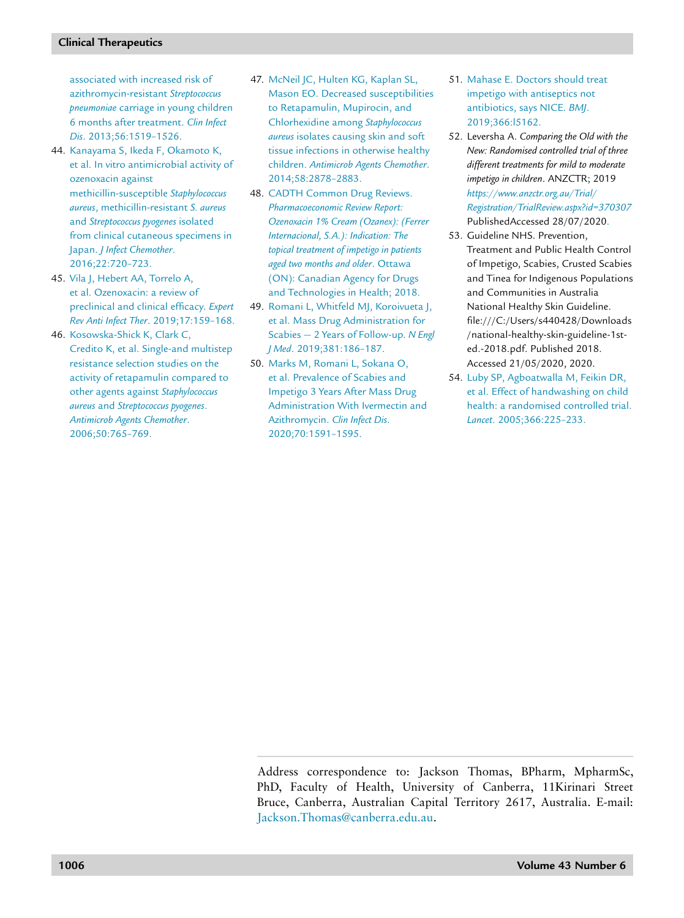associated with increased risk of azithromycin-resistant *Streptococcus pneumoniae* carriage in young children 6 months after treatment. *Clin Infect Dis*. 2013;56:1519–1526.

44. Kanayama S, Ikeda F, Okamoto K, et al. In vitro antimicrobial activity of ozenoxacin against methicillin-susceptible *Staphylococcus aureus*, methicillin-resistant *S. aureus* and *Streptococcus pyogenes* isolated from clinical cutaneous specimens in Japan. *J Infect Chemother*. 2016;22:720–723.
45. Vila J, Hebert AA, Torrelo A, et al. Ozenoxacin: a review of preclinical and clinical efficacy. *Expert Rev Anti Infect Ther*. 2019;17:159–168.
46. Kosowska-Shick K, Clark C, Credito K, et al. Single-and multistep resistance selection studies on the activity of retapamulin compared to other agents against *Staphylococcus aureus* and *Streptococcus pyogenes*. *Antimicrob Agents Chemother*. 2006;50:765–769.
47. McNeil JC, Hulten KG, Kaplan SL, Mason EO. Decreased susceptibilities to Retapamulin, Mupirocin, and Chlorhexidine among *Staphylococcus aureus* isolates causing skin and soft tissue infections in otherwise healthy children. *Antimicrob Agents Chemother*. 2014;58:2878–2883.
48. CADTH Common Drug Reviews. *Pharmacoeconomic Review Report: Ozenoxacin 1% Cream (Ozanex): (Ferrer Internacional, S.A.): Indication: The topical treatment of impetigo in patients aged two months and older*. Ottawa (ON): Canadian Agency for Drugs and Technologies in Health; 2018.
49. Romani L, Whitfeld MJ, Koroivueta J, et al. Mass Drug Administration for Scabies — 2 Years of Follow-up. *N Engl J Med*. 2019;381:186–187.
50. Marks M, Romani L, Sokana O, et al. Prevalence of Scabies and Impetigo 3 Years After Mass Drug Administration With Ivermectin and Azithromycin. *Clin Infect Dis*. 2020;70:1591–1595.
51. Mahase E. Doctors should treat impetigo with antiseptics not antibiotics, says NICE. *BMJ*. 2019;366:l5162.
52. Leversha A. *Comparing the Old with the New: Randomised controlled trial of three different treatments for mild to moderate impetigo in children*. ANZCTR; 2019 *https://www.anzctr.org.au/Trial/Registration/TrialReview.aspx?id=370307* PublishedAccessed 28/07/2020.
53. Guideline NHS. Prevention, Treatment and Public Health Control of Impetigo, Scabies, Crusted Scabies and Tinea for Indigenous Populations and Communities in Australia National Healthy Skin Guideline. file:///C:/Users/s440428/Downloads/national-healthy-skin-guideline-1st-ed.-2018.pdf. Published 2018. Accessed 21/05/2020, 2020.
54. Luby SP, Agboatwalla M, Feikin DR, et al. Effect of handwashing on child health: a randomised controlled trial. *Lancet*. 2005;366:225–233.

Address correspondence to: Jackson Thomas, BPharm, MpharmSc, PhD, Faculty of Health, University of Canberra, 11Kirinari Street Bruce, Canberra, Australian Capital Territory 2617, Australia. E-mail: Jackson.Thomas@canberra.edu.au.